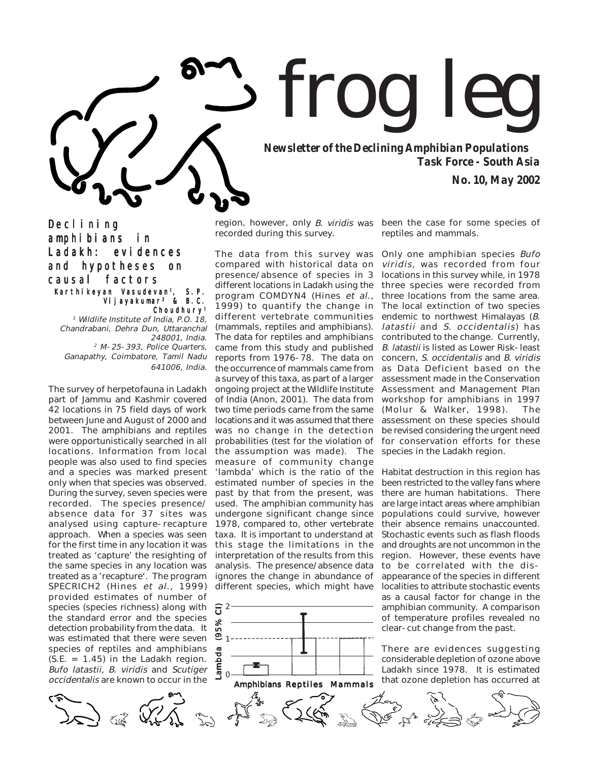# frog leg

**Newsletter of the Declining Amphibian Populations Task Force - South Asia**

**No. 10, May 2002**

## Declining amphibians in Ladakh: evidences and hypotheses on causal factors

**Karthikeyan Vasudevan[1], S.P. Vijayakumar[2] & B.C. Choudhury[1]**

[1] *Wildlife Institute of India, P.O. 18, Chandrabani, Dehra Dun, Uttaranchal 248001, India.*
[2] *M-25-393, Police Quarters, Ganapathy, Coimbatore, Tamil Nadu 641006, India.*

The survey of herpetofauna in Ladakh part of Jammu and Kashmir covered 42 locations in 75 field days of work between June and August of 2000 and 2001. The amphibians and reptiles were opportunistically searched in all locations. Information from local people was also used to find species and a species was marked present only when that species was observed. During the survey, seven species were recorded. The species presence/absence data for 37 sites was analysed using capture-recapture approach. When a species was seen for the first time in any location it was treated as 'capture' the resighting of the same species in any location was treated as a 'recapture'. The program SPECRICH2 (Hines *et al.,* 1999) provided estimates of number of species (species richness) along with the standard error and the species detection probability from the data. It was estimated that there were seven species of reptiles and amphibians (S.E. = 1.45) in the Ladakh region. *Bufo latastii, B. viridis* and *Scutiger occidentalis* are known to occur in the region, however, only *B. viridis* was recorded during this survey.

The data from this survey was compared with historical data on presence/absence of species in 3 different locations in Ladakh using the program COMDYN4 (Hines *et al.,* 1999) to quantify the change in different vertebrate communities (mammals, reptiles and amphibians). The data for reptiles and amphibians came from this study and published reports from 1976-78. The data on the occurrence of mammals came from a survey of this taxa, as part of a larger ongoing project at the Wildlife Institute of India (Anon, 2001). The data from two time periods came from the same locations and it was assumed that there was no change in the detection probabilities (test for the violation of the assumption was made). The measure of community change 'lambda' which is the ratio of the estimated number of species in the past by that from the present, was used. The amphibian community has undergone significant change since 1978, compared to, other vertebrate taxa. It is important to understand at this stage the limitations in the interpretation of the results from this analysis. The presence/absence data ignores the change in abundance of different species, which might have been the case for some species of reptiles and mammals.

Only one amphibian species *Bufo viridis*, was recorded from four locations in this survey while, in 1978 three species were recorded from three locations from the same area. The local extinction of two species endemic to northwest Himalayas (*B. latastii* and *S. occidentalis*) has contributed to the change. Currently, *B. latastii* is listed as Lower Risk-least concern, *S. occidentalis* and *B. viridis* as Data Deficient based on the assessment made in the Conservation Assessment and Management Plan workshop for amphibians in 1997 (Molur & Walker, 1998). The assessment on these species should be revised considering the urgent need for conservation efforts for these species in the Ladakh region.

Habitat destruction in this region has been restricted to the valley fans where there are human habitations. There are large intact areas where amphibian populations could survive, however their absence remains unaccounted. Stochastic events such as flash floods and droughts are not uncommon in the region. However, these events have to be correlated with the disappearance of the species in different localities to attribute stochastic events as a causal factor for change in the amphibian community. A comparison of temperature profiles revealed no clear-cut change from the past.

There are evidences suggesting considerable depletion of ozone above Ladakh since 1978. It is estimated that ozone depletion has occurred at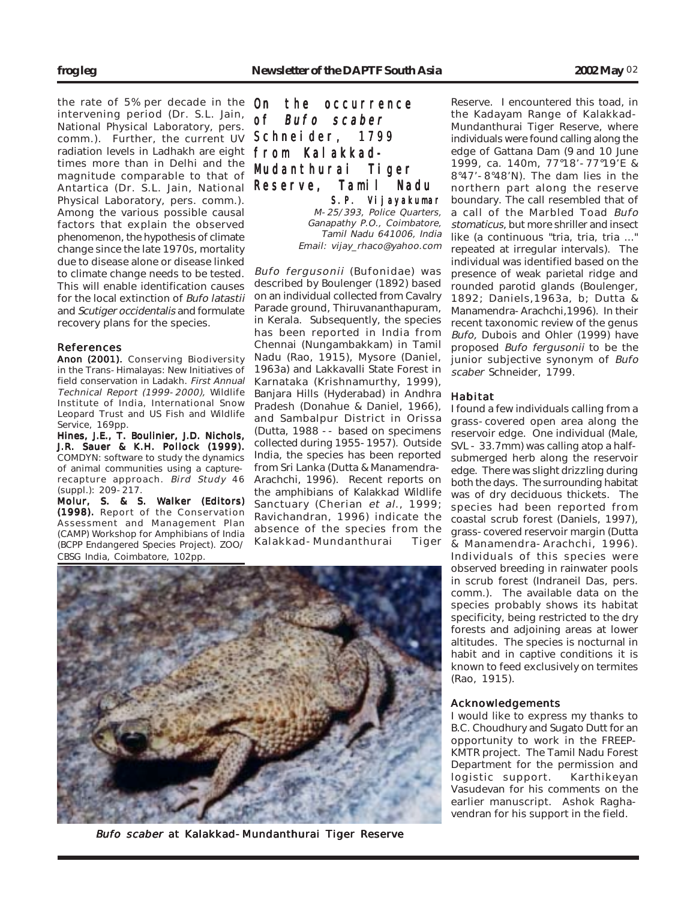the rate of 5% per decade in the intervening period (Dr. S.L. Jain, National Physical Laboratory, pers. comm.). Further, the current UV radiation levels in Ladhakh are eight times more than in Delhi and the magnitude comparable to that of Antartica (Dr. S.L. Jain, National Physical Laboratory, pers. comm.). Among the various possible causal factors that explain the observed phenomenon, the hypothesis of climate change since the late 1970s, mortality due to disease alone or disease linked to climate change needs to be tested. This will enable identification causes for the local extinction of *Bufo latastii* and *Scutiger occidentalis* and formulate recovery plans for the species.

### References

**Anon (2001).** Conserving Biodiversity in the Trans-Himalayas: New Initiatives of field conservation in Ladakh. *First Annual Technical Report (1999-2000),* Wildlife Institute of India, International Snow Leopard Trust and US Fish and Wildlife Service, 169pp.

**Hines, J.E., T. Boulinier, J.D. Nichols, J.R. Sauer & K.H. Pollock (1999).** COMDYN: software to study the dynamics of animal communities using a capture-recapture approach. *Bird Study* 46 (suppl.): 209-217.

**Molur, S. & S. Walker (Editors) (1998).** Report of the Conservation Assessment and Management Plan (CAMP) Workshop for Amphibians of India (BCPP Endangered Species Project). ZOO/CBSG India, Coimbatore, 102pp.

## On the occurrence of *Bufo scaber* Schneider, 1799 from Kalakkad-Mundanthurai Tiger Reserve, Tamil Nadu

**S.P. Vijayakumar**
*M-25/393, Police Quarters, Ganapathy P.O., Coimbatore, Tamil Nadu 641006, India*
*Email: vijay_rhaco@yahoo.com*

*Bufo fergusonii* (Bufonidae) was described by Boulenger (1892) based on an individual collected from Cavalry Parade ground, Thiruvananthapuram, in Kerala. Subsequently, the species has been reported in India from Chennai (Nungambakkam) in Tamil Nadu (Rao, 1915), Mysore (Daniel, 1963a) and Lakkavalli State Forest in Karnataka (Krishnamurthy, 1999), Banjara Hills (Hyderabad) in Andhra Pradesh (Donahue & Daniel, 1966), and Sambalpur District in Orissa (Dutta, 1988 -- based on specimens collected during 1955-1957). Outside India, the species has been reported from Sri Lanka (Dutta & Manamendra-Arachchi, 1996). Recent reports on the amphibians of Kalakkad Wildlife Sanctuary (Cherian *et al.*, 1999; Ravichandran, 1996) indicate the absence of the species from the Kalakkad-Mundanthurai Tiger Reserve. I encountered this toad, in the Kadayam Range of Kalakkad-Mundanthurai Tiger Reserve, where individuals were found calling along the edge of Gattana Dam (9 and 10 June 1999, ca. 140m, 77°18'-77°19'E & 8°47'-8°48'N). The dam lies in the northern part along the reserve boundary. The call resembled that of a call of the Marbled Toad *Bufo stomaticus*, but more shriller and insect like (a continuous "tria, tria, tria ..." repeated at irregular intervals). The individual was identified based on the presence of weak parietal ridge and rounded parotid glands (Boulenger, 1892; Daniels,1963a, b; Dutta & Manamendra-Arachchi,1996). In their recent taxonomic review of the genus *Bufo,* Dubois and Ohler (1999) have proposed *Bufo fergusonii* to be the junior subjective synonym of *Bufo scaber* Schneider, 1799.

*Bufo scaber* at Kalakkad-Mundanthurai Tiger Reserve

### Habitat

I found a few individuals calling from a grass-covered open area along the reservoir edge. One individual (Male, SVL - 33.7mm) was calling atop a half-submerged herb along the reservoir edge. There was slight drizzling during both the days. The surrounding habitat was of dry deciduous thickets. The species had been reported from coastal scrub forest (Daniels, 1997), grass-covered reservoir margin (Dutta & Manamendra-Arachchi, 1996). Individuals of this species were observed breeding in rainwater pools in scrub forest (Indraneil Das, pers. comm.). The available data on the species probably shows its habitat specificity, being restricted to the dry forests and adjoining areas at lower altitudes. The species is nocturnal in habit and in captive conditions it is known to feed exclusively on termites (Rao, 1915).

### Acknowledgements

I would like to express my thanks to B.C. Choudhury and Sugato Dutt for an opportunity to work in the FREEP-KMTR project. The Tamil Nadu Forest Department for the permission and logistic support. Karthikeyan Vasudevan for his comments on the earlier manuscript. Ashok Raghavendran for his support in the field.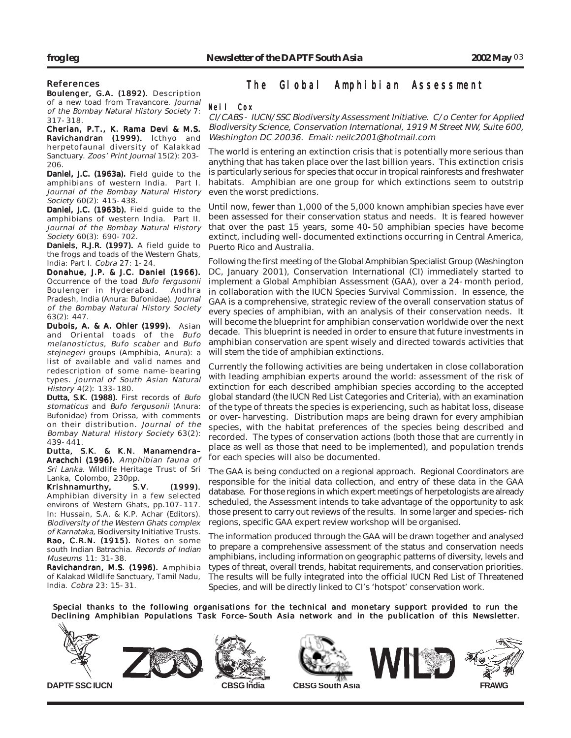## References

**Boulenger, G.A. (1892).** Description of a new toad from Travancore. *Journal of the Bombay Natural History Society* 7: 317-318.

**Cherian, P.T., K. Rama Devi & M.S. Ravichandran (1999).** Icthyo and herpetofaunal diversity of Kalakkad Sanctuary. *Zoos' Print Journal* 15(2): 203-206.

**Daniel, J.C. (1963a).** Field guide to the amphibians of western India. Part I. *Journal of the Bombay Natural History Society* 60(2): 415-438.

**Daniel, J.C. (1963b).** Field guide to the amphibians of western India. Part II. *Journal of the Bombay Natural History Society* 60(3): 690-702.

**Daniels, R.J.R. (1997).** A field guide to the frogs and toads of the Western Ghats, India: Part I. *Cobra* 27: 1-24.

**Donahue, J.P. & J.C. Daniel (1966).** Occurrence of the toad *Bufo fergusonii* Boulenger in Hyderabad. Andhra Pradesh, India (Anura: Bufonidae). *Journal of the Bombay Natural History Society* 63(2): 447.

**Dubois, A. & A. Ohler (1999).** Asian and Oriental toads of the *Bufo melanostictus*, *Bufo scaber* and *Bufo stejnegeri* groups (Amphibia, Anura): a list of available and valid names and redescription of some name-bearing types. *Journal of South Asian Natural History* 4(2): 133-180.

**Dutta, S.K. (1988).** First records of *Bufo stomaticus* and *Bufo fergusonii* (Anura: Bufonidae) from Orissa, with comments on their distribution. *Journal of the Bombay Natural History Society* 63(2): 439-441.

**Dutta, S.K. & K.N. Manamendra–Arachchi (1996).** *Amphibian fauna of Sri Lanka*. Wildlife Heritage Trust of Sri Lanka, Colombo, 230pp.

**Krishnamurthy, S.V. (1999).** Amphibian diversity in a few selected environs of Western Ghats, pp.107-117. In: Hussain, S.A. & K.P. Achar (Editors). *Biodiversity of the Western Ghats complex of Karnataka,* Biodiversity Initiative Trusts.

**Rao, C.R.N. (1915).** Notes on some south Indian Batrachia. *Records of Indian Museums* 11: 31-38.

**Ravichandran, M.S. (1996).** Amphibia of Kalakad Wildlife Sanctuary, Tamil Nadu, India. *Cobra* 23: 15-31.

# The Global Amphibian Assessment

**Neil Cox**

*CI/CABS - IUCN/SSC Biodiversity Assessment Initiative. C/o Center for Applied Biodiversity Science, Conservation International, 1919 M Street NW, Suite 600, Washington DC 20036. Email: neilc2001@hotmail.com*

The world is entering an extinction crisis that is potentially more serious than anything that has taken place over the last billion years. This extinction crisis is particularly serious for species that occur in tropical rainforests and freshwater habitats. Amphibian are one group for which extinctions seem to outstrip even the worst predictions.

Until now, fewer than 1,000 of the 5,000 known amphibian species have ever been assessed for their conservation status and needs. It is feared however that over the past 15 years, some 40-50 amphibian species have become extinct, including well-documented extinctions occurring in Central America, Puerto Rico and Australia.

Following the first meeting of the Global Amphibian Specialist Group (Washington DC, January 2001), Conservation International (CI) immediately started to implement a Global Amphibian Assessment (GAA), over a 24-month period, in collaboration with the IUCN Species Survival Commission. In essence, the GAA is a comprehensive, strategic review of the overall conservation status of every species of amphibian, with an analysis of their conservation needs. It will become the blueprint for amphibian conservation worldwide over the next decade. This blueprint is needed in order to ensure that future investments in amphibian conservation are spent wisely and directed towards activities that will stem the tide of amphibian extinctions.

Currently the following activities are being undertaken in close collaboration with leading amphibian experts around the world: assessment of the risk of extinction for each described amphibian species according to the accepted global standard (the IUCN Red List Categories and Criteria), with an examination of the type of threats the species is experiencing, such as habitat loss, disease or over-harvesting. Distribution maps are being drawn for every amphibian species, with the habitat preferences of the species being described and recorded. The types of conservation actions (both those that are currently in place as well as those that need to be implemented), and population trends for each species will also be documented.

The GAA is being conducted on a regional approach. Regional Coordinators are responsible for the initial data collection, and entry of these data in the GAA database. For those regions in which expert meetings of herpetologists are already scheduled, the Assessment intends to take advantage of the opportunity to ask those present to carry out reviews of the results. In some larger and species-rich regions, specific GAA expert review workshop will be organised.

The information produced through the GAA will be drawn together and analysed to prepare a comprehensive assessment of the status and conservation needs amphibians, including information on geographic patterns of diversity, levels and types of threat, overall trends, habitat requirements, and conservation priorities. The results will be fully integrated into the official IUCN Red List of Threatened Species, and will be directly linked to CI's 'hotspot' conservation work.

**Special thanks to the following organisations for the technical and monetary support provided to run the Declining Amphibian Populations Task Force-South Asia network and in the publication of this Newsletter.**

DAPTF SSC IUCN    CBSG India    CBSG South Asia    FRAWG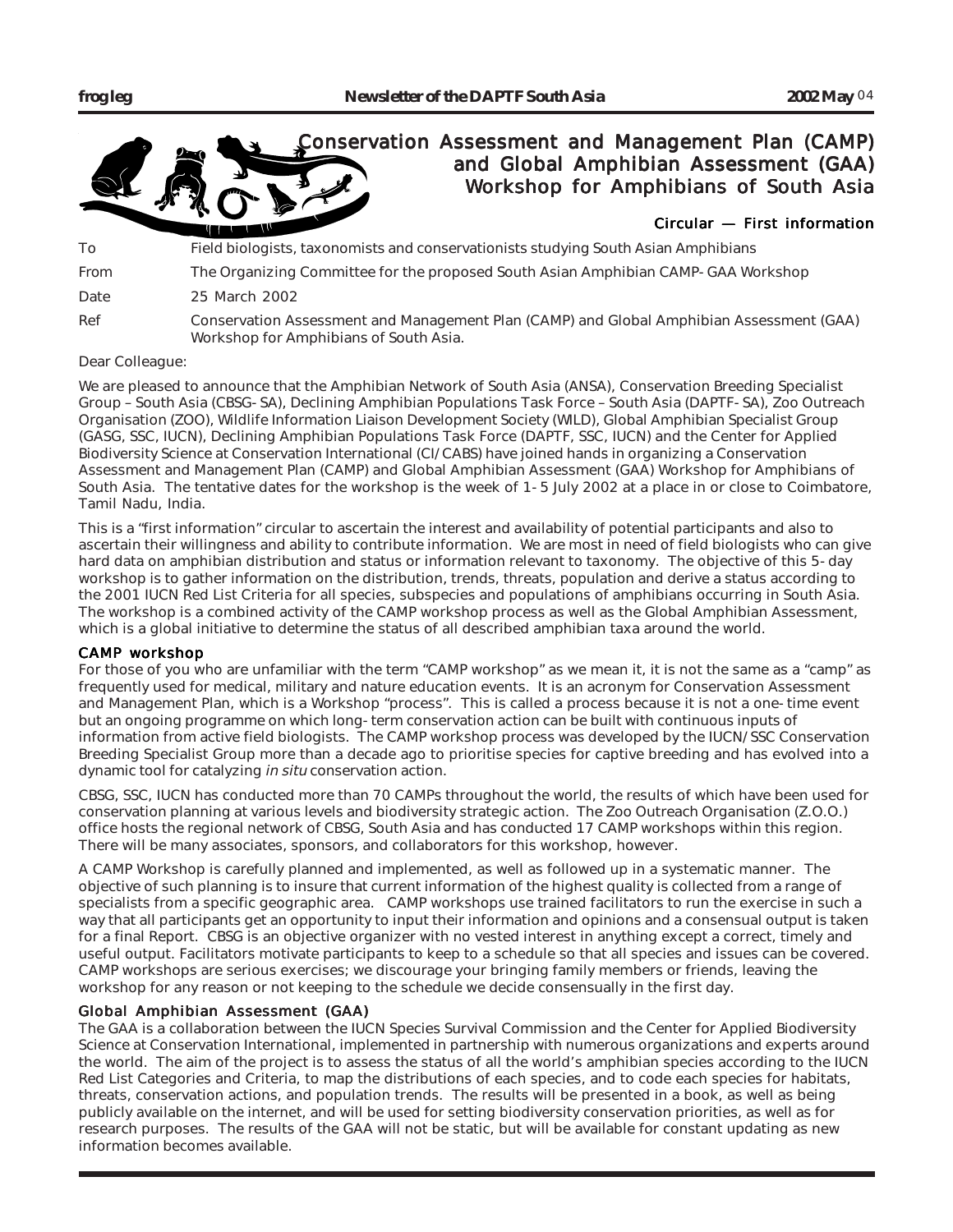# Conservation Assessment and Management Plan (CAMP) and Global Amphibian Assessment (GAA) Workshop for Amphibians of South Asia

### Circular — First information

| | |
|---|---|
| To | Field biologists, taxonomists and conservationists studying South Asian Amphibians |
| From | The Organizing Committee for the proposed South Asian Amphibian CAMP-GAA Workshop |
| Date | 25 March 2002 |
| Ref | Conservation Assessment and Management Plan (CAMP) and Global Amphibian Assessment (GAA) Workshop for Amphibians of South Asia. |

Dear Colleague:

We are pleased to announce that the Amphibian Network of South Asia (ANSA), Conservation Breeding Specialist Group – South Asia (CBSG-SA), Declining Amphibian Populations Task Force – South Asia (DAPTF-SA), Zoo Outreach Organisation (ZOO), Wildlife Information Liaison Development Society (WILD), Global Amphibian Specialist Group (GASG, SSC, IUCN), Declining Amphibian Populations Task Force (DAPTF, SSC, IUCN) and the Center for Applied Biodiversity Science at Conservation International (CI/CABS) have joined hands in organizing a Conservation Assessment and Management Plan (CAMP) and Global Amphibian Assessment (GAA) Workshop for Amphibians of South Asia. The tentative dates for the workshop is the week of 1-5 July 2002 at a place in or close to Coimbatore, Tamil Nadu, India.

This is a "first information" circular to ascertain the interest and availability of potential participants and also to ascertain their willingness and ability to contribute information. We are most in need of field biologists who can give hard data on amphibian distribution and status or information relevant to taxonomy. The objective of this 5-day workshop is to gather information on the distribution, trends, threats, population and derive a status according to the 2001 IUCN Red List Criteria for all species, subspecies and populations of amphibians occurring in South Asia. The workshop is a combined activity of the CAMP workshop process as well as the Global Amphibian Assessment, which is a global initiative to determine the status of all described amphibian taxa around the world.

## CAMP workshop

For those of you who are unfamiliar with the term "CAMP workshop" as we mean it, it is not the same as a "camp" as frequently used for medical, military and nature education events. It is an acronym for Conservation Assessment and Management Plan, which is a Workshop "process". This is called a process because it is not a one-time event but an ongoing programme on which long-term conservation action can be built with continuous inputs of information from active field biologists. The CAMP workshop process was developed by the IUCN/SSC Conservation Breeding Specialist Group more than a decade ago to prioritise species for captive breeding and has evolved into a dynamic tool for catalyzing *in situ* conservation action.

CBSG, SSC, IUCN has conducted more than 70 CAMPs throughout the world, the results of which have been used for conservation planning at various levels and biodiversity strategic action. The Zoo Outreach Organisation (Z.O.O.) office hosts the regional network of CBSG, South Asia and has conducted 17 CAMP workshops within this region. There will be many associates, sponsors, and collaborators for this workshop, however.

A CAMP Workshop is carefully planned and implemented, as well as followed up in a systematic manner. The objective of such planning is to insure that current information of the highest quality is collected from a range of specialists from a specific geographic area. CAMP workshops use trained facilitators to run the exercise in such a way that all participants get an opportunity to input their information and opinions and a consensual output is taken for a final Report. CBSG is an objective organizer with no vested interest in anything except a correct, timely and useful output. Facilitators motivate participants to keep to a schedule so that all species and issues can be covered. CAMP workshops are serious exercises; we discourage your bringing family members or friends, leaving the workshop for any reason or not keeping to the schedule we decide consensually in the first day.

## Global Amphibian Assessment (GAA)

The GAA is a collaboration between the IUCN Species Survival Commission and the Center for Applied Biodiversity Science at Conservation International, implemented in partnership with numerous organizations and experts around the world. The aim of the project is to assess the status of all the world's amphibian species according to the IUCN Red List Categories and Criteria, to map the distributions of each species, and to code each species for habitats, threats, conservation actions, and population trends. The results will be presented in a book, as well as being publicly available on the internet, and will be used for setting biodiversity conservation priorities, as well as for research purposes. The results of the GAA will not be static, but will be available for constant updating as new information becomes available.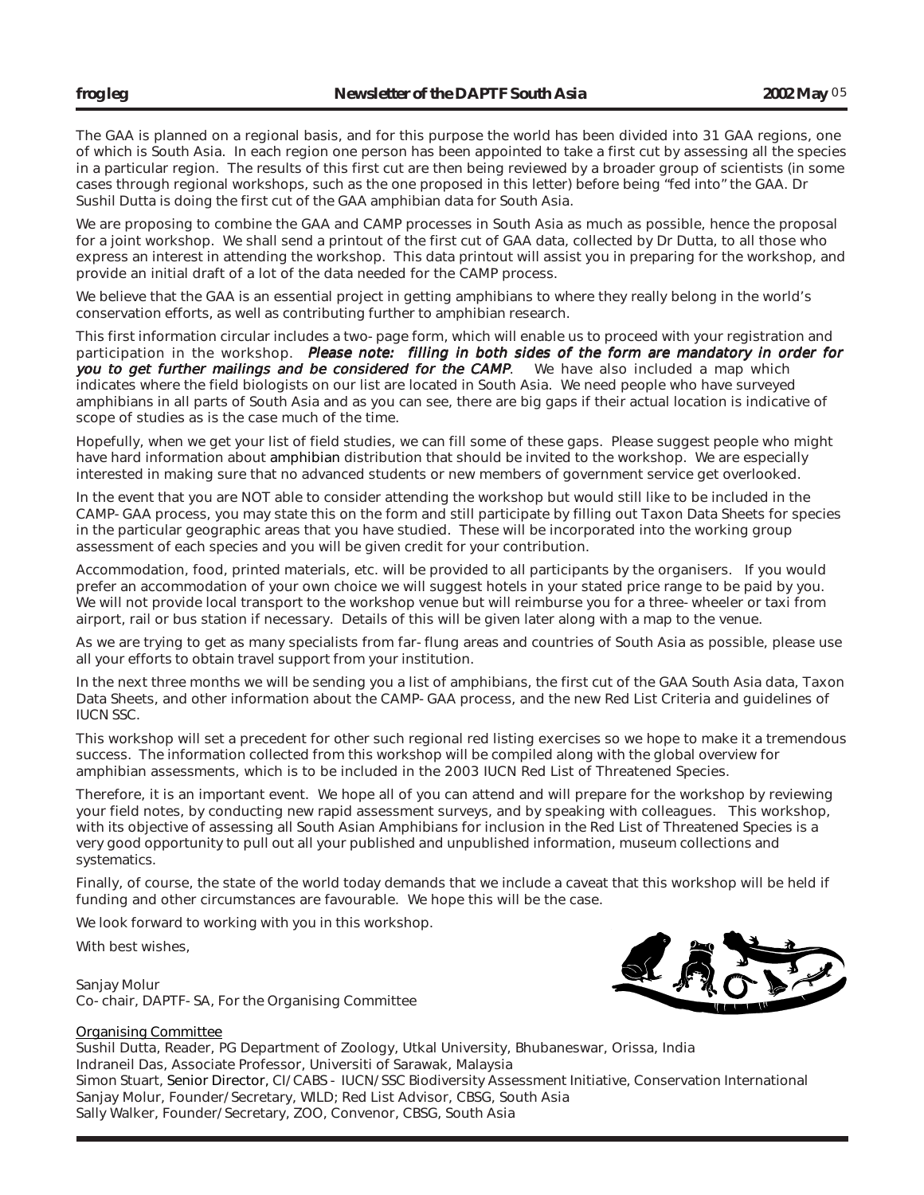The GAA is planned on a regional basis, and for this purpose the world has been divided into 31 GAA regions, one of which is South Asia. In each region one person has been appointed to take a first cut by assessing all the species in a particular region. The results of this first cut are then being reviewed by a broader group of scientists (in some cases through regional workshops, such as the one proposed in this letter) before being "fed into" the GAA. Dr Sushil Dutta is doing the first cut of the GAA amphibian data for South Asia.

We are proposing to combine the GAA and CAMP processes in South Asia as much as possible, hence the proposal for a joint workshop. We shall send a printout of the first cut of GAA data, collected by Dr Dutta, to all those who express an interest in attending the workshop. This data printout will assist you in preparing for the workshop, and provide an initial draft of a lot of the data needed for the CAMP process.

We believe that the GAA is an essential project in getting amphibians to where they really belong in the world's conservation efforts, as well as contributing further to amphibian research.

This first information circular includes a two-page form, which will enable us to proceed with your registration and participation in the workshop. ***Please note: filling in both sides of the form are mandatory in order for you to get further mailings and be considered for the CAMP.*** We have also included a map which indicates where the field biologists on our list are located in South Asia. We need people who have surveyed amphibians in all parts of South Asia and as you can see, there are big gaps if their actual location is indicative of scope of studies as is the case much of the time.

Hopefully, when we get your list of field studies, we can fill some of these gaps. Please suggest people who might have hard information about amphibian distribution that should be invited to the workshop. We are especially interested in making sure that no advanced students or new members of government service get overlooked.

In the event that you are NOT able to consider attending the workshop but would still like to be included in the CAMP-GAA process, you may state this on the form and still participate by filling out Taxon Data Sheets for species in the particular geographic areas that you have studied. These will be incorporated into the working group assessment of each species and you will be given credit for your contribution.

Accommodation, food, printed materials, etc. will be provided to all participants by the organisers. If you would prefer an accommodation of your own choice we will suggest hotels in your stated price range to be paid by you. We will not provide local transport to the workshop venue but will reimburse you for a three-wheeler or taxi from airport, rail or bus station if necessary. Details of this will be given later along with a map to the venue.

As we are trying to get as many specialists from far-flung areas and countries of South Asia as possible, please use all your efforts to obtain travel support from your institution.

In the next three months we will be sending you a list of amphibians, the first cut of the GAA South Asia data, Taxon Data Sheets, and other information about the CAMP-GAA process, and the new Red List Criteria and guidelines of IUCN SSC.

This workshop will set a precedent for other such regional red listing exercises so we hope to make it a tremendous success. The information collected from this workshop will be compiled along with the global overview for amphibian assessments, which is to be included in the 2003 IUCN Red List of Threatened Species.

Therefore, it is an important event. We hope all of you can attend and will prepare for the workshop by reviewing your field notes, by conducting new rapid assessment surveys, and by speaking with colleagues. This workshop, with its objective of assessing all South Asian Amphibians for inclusion in the Red List of Threatened Species is a very good opportunity to pull out all your published and unpublished information, museum collections and systematics.

Finally, of course, the state of the world today demands that we include a caveat that this workshop will be held if funding and other circumstances are favourable. We hope this will be the case.

We look forward to working with you in this workshop.

With best wishes,

Sanjay Molur
Co-chair, DAPTF-SA, For the Organising Committee

Organising Committee
Sushil Dutta, Reader, PG Department of Zoology, Utkal University, Bhubaneswar, Orissa, India
Indraneil Das, Associate Professor, Universiti of Sarawak, Malaysia
Simon Stuart, Senior Director, CI/CABS - IUCN/SSC Biodiversity Assessment Initiative, Conservation International
Sanjay Molur, Founder/Secretary, WILD; Red List Advisor, CBSG, South Asia
Sally Walker, Founder/Secretary, ZOO, Convenor, CBSG, South Asia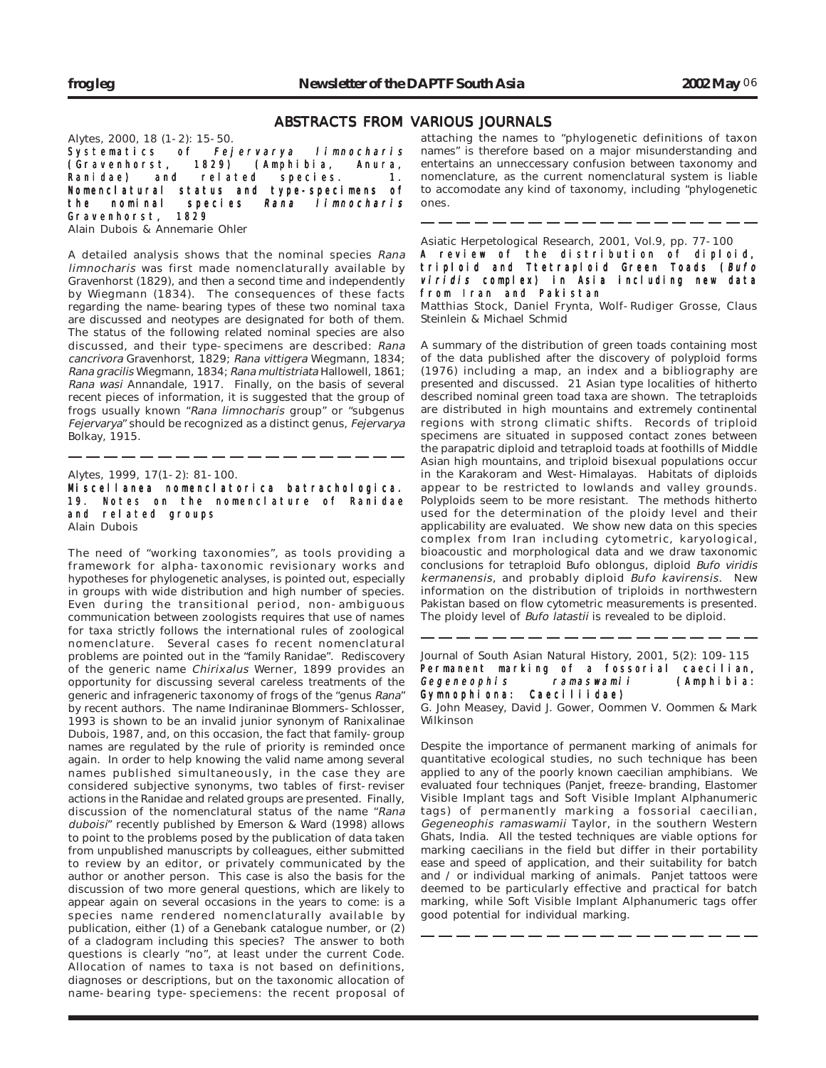## ABSTRACTS FROM VARIOUS JOURNALS

Alytes, 2000, 18 (1-2): 15-50.

**Systematics of *Fejervarya limnocharis* (Gravenhorst, 1829) (Amphibia, Anura, Ranidae) and related species. 1. Nomenclatural status and type-specimens of the nominal species *Rana limnocharis* Gravenhorst, 1829**

Alain Dubois & Annemarie Ohler

A detailed analysis shows that the nominal species *Rana limnocharis* was first made nomenclaturally available by Gravenhorst (1829), and then a second time and independently by Wiegmann (1834). The consequences of these facts regarding the name-bearing types of these two nominal taxa are discussed and neotypes are designated for both of them. The status of the following related nominal species are also discussed, and their type-specimens are described: *Rana cancrivora* Gravenhorst, 1829; *Rana vittigera* Wiegmann, 1834; *Rana gracilis* Wiegmann, 1834; *Rana multistriata* Hallowell, 1861; *Rana wasi* Annandale, 1917. Finally, on the basis of several recent pieces of information, it is suggested that the group of frogs usually known "*Rana limnocharis* group" or "subgenus *Fejervarya*" should be recognized as a distinct genus, *Fejervarya* Bolkay, 1915.

---

Alytes, 1999, 17(1-2): 81-100.

**Miscellanea nomenclatorica batrachologica. 19. Notes on the nomenclature of Ranidae and related groups**

Alain Dubois

The need of "working taxonomies", as tools providing a framework for alpha-taxonomic revisionary works and hypotheses for phylogenetic analyses, is pointed out, especially in groups with wide distribution and high number of species. Even during the transitional period, non-ambiguous communication between zoologists requires that use of names for taxa strictly follows the international rules of zoological nomenclature. Several cases fo recent nomenclatural problems are pointed out in the "family Ranidae". Rediscovery of the generic name *Chirixalus* Werner, 1899 provides an opportunity for discussing several careless treatments of the generic and infrageneric taxonomy of frogs of the "genus *Rana*" by recent authors. The name Indiraninae Blommers-Schlosser, 1993 is shown to be an invalid junior synonym of Ranixalinae Dubois, 1987, and, on this occasion, the fact that family-group names are regulated by the rule of priority is reminded once again. In order to help knowing the valid name among several names published simultaneously, in the case they are considered subjective synonyms, two tables of first-reviser actions in the Ranidae and related groups are presented. Finally, discussion of the nomenclatural status of the name "*Rana duboisi*" recently published by Emerson & Ward (1998) allows to point to the problems posed by the publication of data taken from unpublished manuscripts by colleagues, either submitted to review by an editor, or privately communicated by the author or another person. This case is also the basis for the discussion of two more general questions, which are likely to appear again on several occasions in the years to come: is a species name rendered nomenclaturally available by publication, either (1) of a Genebank catalogue number, or (2) of a cladogram including this species? The answer to both questions is clearly "no", at least under the current Code. Allocation of names to taxa is not based on definitions, diagnoses or descriptions, but on the taxonomic allocation of name-bearing type-speciemens: the recent proposal of attaching the names to "phylogenetic definitions of taxon names" is therefore based on a major misunderstanding and entertains an unneccessary confusion between taxonomy and nomenclature, as the current nomenclatural system is liable to accomodate any kind of taxonomy, including "phylogenetic ones.

---

Asiatic Herpetological Research, 2001, Vol.9, pp. 77-100

**A review of the distribution of diploid, triploid and Ttetraploid Green Toads (*Bufo viridis* complex) in Asia including new data from Iran and Pakistan**

Matthias Stock, Daniel Frynta, Wolf-Rudiger Grosse, Claus Steinlein & Michael Schmid

A summary of the distribution of green toads containing most of the data published after the discovery of polyploid forms (1976) including a map, an index and a bibliography are presented and discussed. 21 Asian type localities of hitherto described nominal green toad taxa are shown. The tetraploids are distributed in high mountains and extremely continental regions with strong climatic shifts. Records of triploid specimens are situated in supposed contact zones between the parapatric diploid and tetraploid toads at foothills of Middle Asian high mountains, and triploid bisexual populations occur in the Karakoram and West-Himalayas. Habitats of diploids appear to be restricted to lowlands and valley grounds. Polyploids seem to be more resistant. The methods hitherto used for the determination of the ploidy level and their applicability are evaluated. We show new data on this species complex from Iran including cytometric, karyological, bioacoustic and morphological data and we draw taxonomic conclusions for tetraploid Bufo oblongus, diploid *Bufo viridis kermanensis*, and probably diploid *Bufo kavirensis*. New information on the distribution of triploids in northwestern Pakistan based on flow cytometric measurements is presented. The ploidy level of *Bufo latastii* is revealed to be diploid.

---

Journal of South Asian Natural History, 2001, 5(2): 109-115

**Permanent marking of a fossorial caecilian, *Gegeneophis ramaswamii* (Amphibia: Gymnophiona: Caeciliidae)**

G. John Measey, David J. Gower, Oommen V. Oommen & Mark Wilkinson

Despite the importance of permanent marking of animals for quantitative ecological studies, no such technique has been applied to any of the poorly known caecilian amphibians. We evaluated four techniques (Panjet, freeze-branding, Elastomer Visible Implant tags and Soft Visible Implant Alphanumeric tags) of permanently marking a fossorial caecilian, *Gegeneophis ramaswamii* Taylor, in the southern Western Ghats, India. All the tested techniques are viable options for marking caecilians in the field but differ in their portability ease and speed of application, and their suitability for batch and / or individual marking of animals. Panjet tattoos were deemed to be particularly effective and practical for batch marking, while Soft Visible Implant Alphanumeric tags offer good potential for individual marking.

---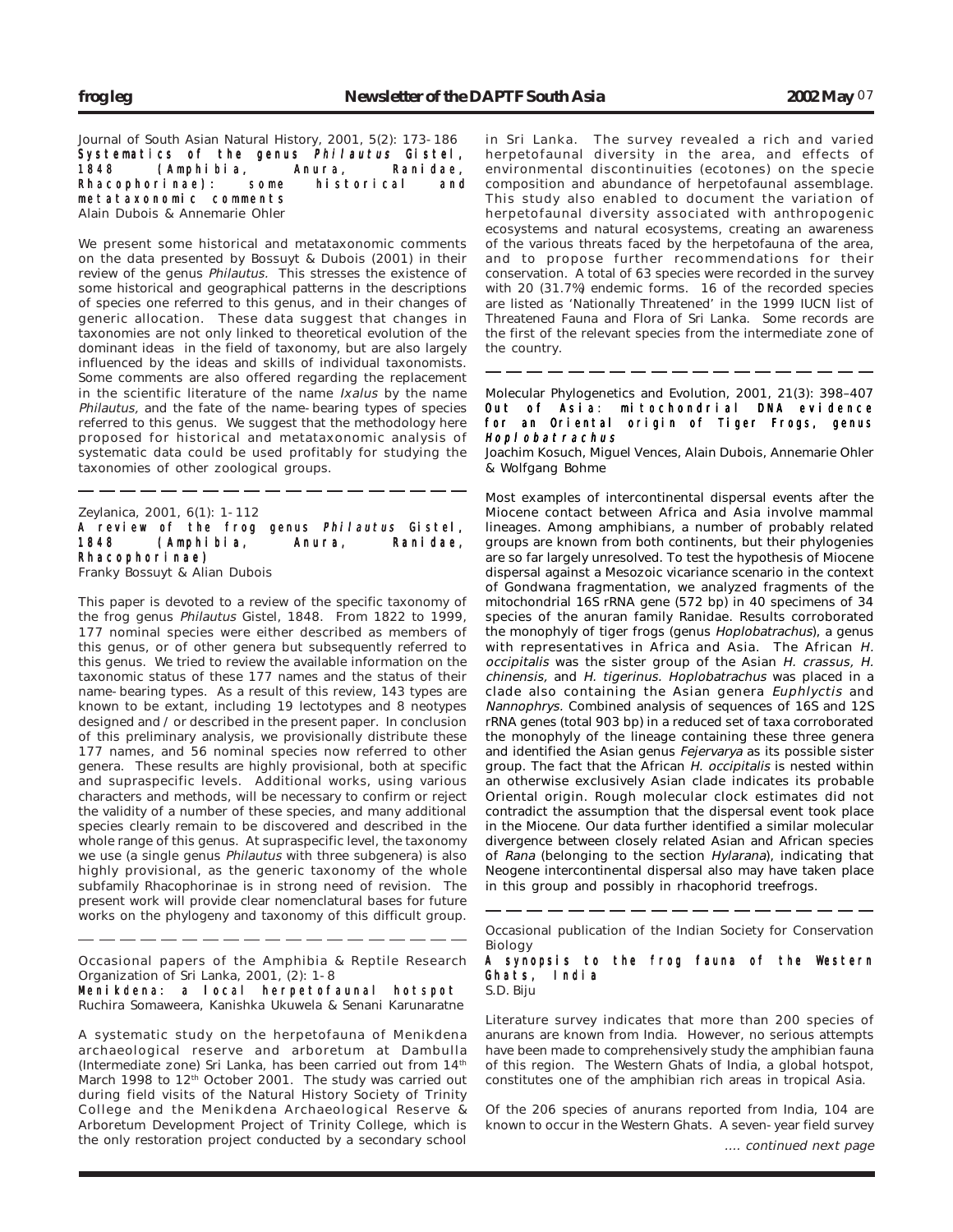Journal of South Asian Natural History, 2001, 5(2): 173-186

**Systematics of the genus *Philautus* Gistel, 1848 (Amphibia, Anura, Ranidae, Rhacophorinae): some historical and metataxonomic comments**

Alain Dubois & Annemarie Ohler

We present some historical and metataxonomic comments on the data presented by Bossuyt & Dubois (2001) in their review of the genus *Philautus*. This stresses the existence of some historical and geographical patterns in the descriptions of species one referred to this genus, and in their changes of generic allocation. These data suggest that changes in taxonomies are not only linked to theoretical evolution of the dominant ideas in the field of taxonomy, but are also largely influenced by the ideas and skills of individual taxonomists. Some comments are also offered regarding the replacement in the scientific literature of the name *Ixalus* by the name *Philautus*, and the fate of the name-bearing types of species referred to this genus. We suggest that the methodology here proposed for historical and metataxonomic analysis of systematic data could be used profitably for studying the taxonomies of other zoological groups.

---

Zeylanica, 2001, 6(1): 1-112

**A review of the frog genus *Philautus* Gistel, 1848 (Amphibia, Anura, Ranidae, Rhacophorinae)**

Franky Bossuyt & Alian Dubois

This paper is devoted to a review of the specific taxonomy of the frog genus *Philautus* Gistel, 1848. From 1822 to 1999, 177 nominal species were either described as members of this genus, or of other genera but subsequently referred to this genus. We tried to review the available information on the taxonomic status of these 177 names and the status of their name-bearing types. As a result of this review, 143 types are known to be extant, including 19 lectotypes and 8 neotypes designed and / or described in the present paper. In conclusion of this preliminary analysis, we provisionally distribute these 177 names, and 56 nominal species now referred to other genera. These results are highly provisional, both at specific and supraspecific levels. Additional works, using various characters and methods, will be necessary to confirm or reject the validity of a number of these species, and many additional species clearly remain to be discovered and described in the whole range of this genus. At supraspecific level, the taxonomy we use (a single genus *Philautus* with three subgenera) is also highly provisional, as the generic taxonomy of the whole subfamily Rhacophorinae is in strong need of revision. The present work will provide clear nomenclatural bases for future works on the phylogeny and taxonomy of this difficult group.

---

Occasional papers of the Amphibia & Reptile Research Organization of Sri Lanka, 2001, (2): 1-8

**Menikdena: a local herpetofaunal hotspot**

Ruchira Somaweera, Kanishka Ukuwela & Senani Karunaratne

A systematic study on the herpetofauna of Menikdena archaeological reserve and arboretum at Dambulla (Intermediate zone) Sri Lanka, has been carried out from 14th March 1998 to 12th October 2001. The study was carried out during field visits of the Natural History Society of Trinity College and the Menikdena Archaeological Reserve & Arboretum Development Project of Trinity College, which is the only restoration project conducted by a secondary school in Sri Lanka. The survey revealed a rich and varied herpetofaunal diversity in the area, and effects of environmental discontinuities (ecotones) on the specie composition and abundance of herpetofaunal assemblage. This study also enabled to document the variation of herpetofaunal diversity associated with anthropogenic ecosystems and natural ecosystems, creating an awareness of the various threats faced by the herpetofauna of the area, and to propose further recommendations for their conservation. A total of 63 species were recorded in the survey with 20 (31.7%) endemic forms. 16 of the recorded species are listed as 'Nationally Threatened' in the 1999 IUCN list of Threatened Fauna and Flora of Sri Lanka. Some records are the first of the relevant species from the intermediate zone of the country.

---

Molecular Phylogenetics and Evolution, 2001, 21(3): 398–407

**Out of Asia: mitochondrial DNA evidence for an Oriental origin of Tiger Frogs, genus *Hoplobatrachus***

Joachim Kosuch, Miguel Vences, Alain Dubois, Annemarie Ohler & Wolfgang Bohme

Most examples of intercontinental dispersal events after the Miocene contact between Africa and Asia involve mammal lineages. Among amphibians, a number of probably related groups are known from both continents, but their phylogenies are so far largely unresolved. To test the hypothesis of Miocene dispersal against a Mesozoic vicariance scenario in the context of Gondwana fragmentation, we analyzed fragments of the mitochondrial 16S rRNA gene (572 bp) in 40 specimens of 34 species of the anuran family Ranidae. Results corroborated the monophyly of tiger frogs (genus *Hoplobatrachus*), a genus with representatives in Africa and Asia. The African *H. occipitalis* was the sister group of the Asian *H. crassus, H. chinensis,* and *H. tigerinus. Hoplobatrachus* was placed in a clade also containing the Asian genera *Euphlyctis* and *Nannophrys*. Combined analysis of sequences of 16S and 12S rRNA genes (total 903 bp) in a reduced set of taxa corroborated the monophyly of the lineage containing these three genera and identified the Asian genus *Fejervarya* as its possible sister group. The fact that the African *H. occipitalis* is nested within an otherwise exclusively Asian clade indicates its probable Oriental origin. Rough molecular clock estimates did not contradict the assumption that the dispersal event took place in the Miocene. Our data further identified a similar molecular divergence between closely related Asian and African species of *Rana* (belonging to the section *Hylarana*), indicating that Neogene intercontinental dispersal also may have taken place in this group and possibly in rhacophorid treefrogs.

---

Occasional publication of the Indian Society for Conservation Biology

**A synopsis to the frog fauna of the Western Ghats, India**

S.D. Biju

Literature survey indicates that more than 200 species of anurans are known from India. However, no serious attempts have been made to comprehensively study the amphibian fauna of this region. The Western Ghats of India, a global hotspot, constitutes one of the amphibian rich areas in tropical Asia.

Of the 206 species of anurans reported from India, 104 are known to occur in the Western Ghats. A seven-year field survey

*.... continued next page*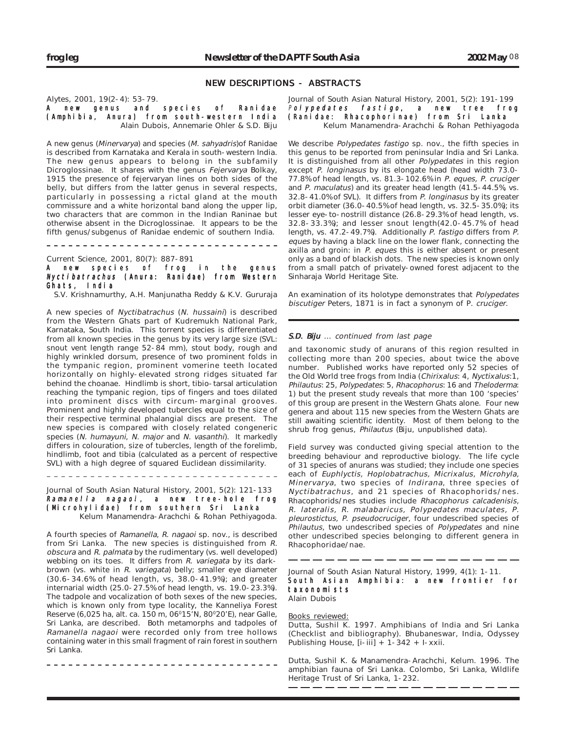## NEW DESCRIPTIONS - ABSTRACTS

Alytes, 2001, 19(2-4): 53-79.

**A new genus and species of Ranidae (Amphibia, Anura) from south-western India**

Alain Dubois, Annemarie Ohler & S.D. Biju

A new genus (*Minervarya*) and species (*M. sahyadris*)of Ranidae is described from Karnataka and Kerala in south-western India. The new genus appears to belong in the subfamily Dicroglossinae. It shares with the genus *Fejervarya* Bolkay, 1915 the presence of fejervaryan lines on both sides of the belly, but differs from the latter genus in several respects, particularly in possessing a rictal gland at the mouth commissure and a white horizontal band along the upper lip, two characters that are common in the Indian Raninae but otherwise absent in the Dicroglossinae. It appears to be the fifth genus/subgenus of Ranidae endemic of southern India.

---

Current Science, 2001, 80(7): 887-891

**A new species of frog in the genus *Nyctibatrachus* (Anura: Ranidae) from Western Ghats, India**

S.V. Krishnamurthy, A.H. Manjunatha Reddy & K.V. Gururaja

A new species of *Nyctibatrachus* (*N. hussaini*) is described from the Western Ghats part of Kudremukh National Park, Karnataka, South India. This torrent species is differentiated from all known species in the genus by its very large size (SVL: snout vent length range 52-84 mm), stout body, rough and highly wrinkled dorsum, presence of two prominent folds in the tympanic region, prominent vomerine teeth located horizontally on highly-elevated strong ridges situated far behind the choanae. Hindlimb is short, tibio-tarsal articulation reaching the tympanic region, tips of fingers and toes dilated into prominent discs with circum-marginal grooves. Prominent and highly developed tubercles equal to the size of their respective terminal phalangial discs are present. The new species is compared with closely related congeneric species (*N. humayuni*, *N. major* and *N. vasanthi*). It markedly differs in colouration, size of tubercles, length of the forelimb, hindlimb, foot and tibia (calculated as a percent of respective SVL) with a high degree of squared Euclidean dissimilarity.

---

Journal of South Asian Natural History, 2001, 5(2): 121-133

***Ramanella nagaoi*, a new tree-hole frog (Microhylidae) from southern Sri Lanka**

Kelum Manamendra-Arachchi & Rohan Pethiyagoda.

A fourth species of *Ramanella*, *R. nagaoi* sp. nov., is described from Sri Lanka. The new species is distinguished from *R. obscura* and *R. palmata* by the rudimentary (vs. well developed) webbing on its toes. It differs from *R. variegata* by its dark-brown (vs. white in *R. variegata*) belly; smaller eye diameter (30.6-34.6% of head length, vs. 38.0-41.9%); and greater internarial width (25.0-27.5% of head length, vs. 19.0-23.3%). The tadpole and vocalization of both sexes of the new species, which is known only from type locality, the Kanneliya Forest Reserve (6,025 ha, alt. ca. 150 m, 06°15'N, 80°20'E), near Galle, Sri Lanka, are described. Both metamorphs and tadpoles of *Ramanella nagaoi* were recorded only from tree hollows containing water in this small fragment of rain forest in southern Sri Lanka.

---

Journal of South Asian Natural History, 2001, 5(2): 191-199

***Polypedates fastigo*, a new tree frog (Ranidae: Rhacophorinae) from Sri Lanka**

Kelum Manamendra-Arachchi & Rohan Pethiyagoda

We describe *Polypedates fastigo* sp. nov., the fifth species in this genus to be reported from peninsular India and Sri Lanka. It is distinguished from all other *Polypedates* in this region except *P. longinasus* by its elongate head (head width 73.0-77.8% of head length, vs. 81.3-102.6% in *P. eques, P. cruciger* and *P. maculatus*) and its greater head length (41.5-44.5%, vs. 32.8-41.0% of SVL). It differs from *P. longinasus* by its greater orbit diameter (36.0-40.5% of head length, vs. 32.5-35.0%); its lesser eye-to-nostrill distance (26.8-29.3% of head length, vs. 32.8-33.3%); and lesser snout length(42.0-45.7% of head length, vs. 47.2-49.7%). Additionally *P. fastigo* differs from *P. eques* by having a black line on the lower flank, connecting the axilla and groin: in *P. eques* this is either absent or present only as a band of blackish dots. The new species is known only from a small patch of privately-owned forest adjacent to the Sinharaja World Heritage Site.

An examination of its holotype demonstrates that *Polypedates biscutiger* Peters, 1871 is in fact a synonym of *P. cruciger*.

---

**S.D. Biju** *... continued from last page*

and taxonomic study of anurans of this region resulted in collecting more than 200 species, about twice the above number. Published works have reported only 52 species of the Old World tree frogs from India (*Chirixalus*: 4, *Nyctixalus*:1, *Philautus*: 25, *Polypedates*: 5, *Rhacophorus*: 16 and *Theloderma*: 1) but the present study reveals that more than 100 'species' of this group are present in the Western Ghats alone. Four new genera and about 115 new species from the Western Ghats are still awaiting scientific identity. Most of them belong to the shrub frog genus, *Philautus* (Biju, unpublished data).

Field survey was conducted giving special attention to the breeding behaviour and reproductive biology. The life cycle of 31 species of anurans was studied; they include one species each of *Euphlyctis, Hoplobatrachus, Micrixalus, Microhyla, Minervarya*, two species of *Indirana*, three species of *Nyctibatrachus*, and 21 species of Rhacophorids/nes. Rhacophorids/nes studies include *Rhacophorus calcadenisis, R. lateralis, R. malabaricus, Polypedates maculates, P. pleurostictus, P. pseudocruciger*, four undescribed species of *Philautus*, two undescribed species of *Polypedates* and nine other undescribed species belonging to different genera in Rhacophoridae/nae.

---

Journal of South Asian Natural History, 1999, 4(1): 1-11.

**South Asian Amphibia: a new frontier for taxonomists**

Alain Dubois

Books reviewed:

Dutta, Sushil K. 1997. Amphibians of India and Sri Lanka (Checklist and bibliography). Bhubaneswar, India, Odyssey Publishing House, [i-iii] + 1-342 + I-xxii.

Dutta, Sushil K. & Manamendra-Arachchi, Kelum. 1996. The amphibian fauna of Sri Lanka. Colombo, Sri Lanka, Wildlife Heritage Trust of Sri Lanka, 1-232.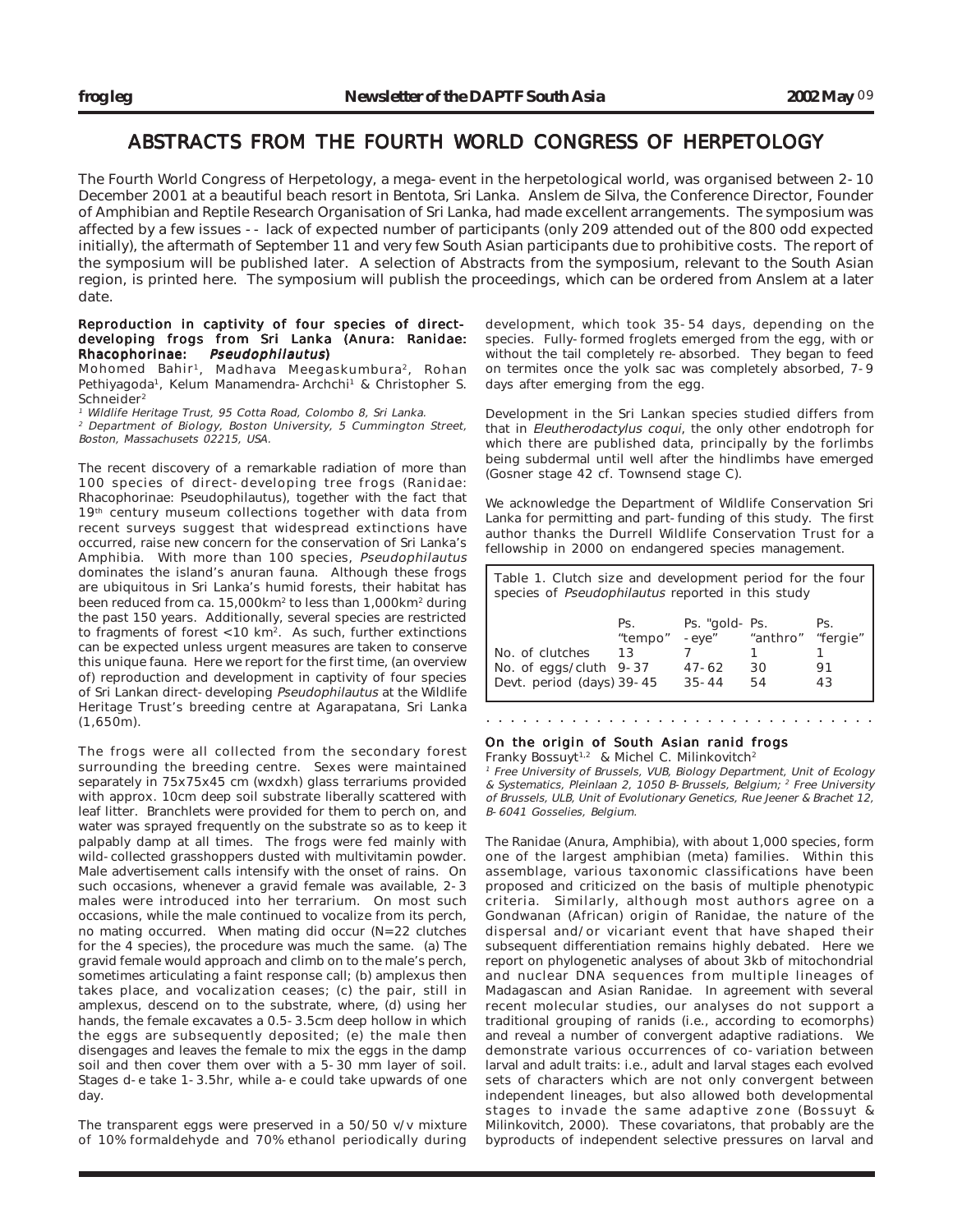# ABSTRACTS FROM THE FOURTH WORLD CONGRESS OF HERPETOLOGY

The Fourth World Congress of Herpetology, a mega-event in the herpetological world, was organised between 2-10 December 2001 at a beautiful beach resort in Bentota, Sri Lanka. Anslem de Silva, the Conference Director, Founder of Amphibian and Reptile Research Organisation of Sri Lanka, had made excellent arrangements. The symposium was affected by a few issues -- lack of expected number of participants (only 209 attended out of the 800 odd expected initially), the aftermath of September 11 and very few South Asian participants due to prohibitive costs. The report of the symposium will be published later. A selection of Abstracts from the symposium, relevant to the South Asian region, is printed here. The symposium will publish the proceedings, which can be ordered from Anslem at a later date.

### Reproduction in captivity of four species of direct-developing frogs from Sri Lanka (Anura: Ranidae: Rhacophorinae: *Pseudophilautus*)

Mohomed Bahir[1], Madhava Meegaskumbura[2], Rohan Pethiyagoda[1], Kelum Manamendra-Archchi[1] & Christopher S. Schneider[2]

[1] *Wildlife Heritage Trust, 95 Cotta Road, Colombo 8, Sri Lanka.*
[2] *Department of Biology, Boston University, 5 Cummington Street, Boston, Massachusets 02215, USA.*

The recent discovery of a remarkable radiation of more than 100 species of direct-developing tree frogs (Ranidae: Rhacophorinae: Pseudophilautus), together with the fact that 19th century museum collections together with data from recent surveys suggest that widespread extinctions have occurred, raise new concern for the conservation of Sri Lanka's Amphibia. With more than 100 species, *Pseudophilautus* dominates the island's anuran fauna. Although these frogs are ubiquitous in Sri Lanka's humid forests, their habitat has been reduced from ca. 15,000km² to less than 1,000km² during the past 150 years. Additionally, several species are restricted to fragments of forest <10 km². As such, further extinctions can be expected unless urgent measures are taken to conserve this unique fauna. Here we report for the first time, (an overview of) reproduction and development in captivity of four species of Sri Lankan direct-developing *Pseudophilautus* at the Wildlife Heritage Trust's breeding centre at Agarapatana, Sri Lanka (1,650m).

The frogs were all collected from the secondary forest surrounding the breeding centre. Sexes were maintained separately in 75x75x45 cm (wxdxh) glass terrariums provided with approx. 10cm deep soil substrate liberally scattered with leaf litter. Branchlets were provided for them to perch on, and water was sprayed frequently on the substrate so as to keep it palpably damp at all times. The frogs were fed mainly with wild-collected grasshoppers dusted with multivitamin powder. Male advertisement calls intensify with the onset of rains. On such occasions, whenever a gravid female was available, 2-3 males were introduced into her terrarium. On most such occasions, while the male continued to vocalize from its perch, no mating occurred. When mating did occur (N=22 clutches for the 4 species), the procedure was much the same. (a) The gravid female would approach and climb on to the male's perch, sometimes articulating a faint response call; (b) amplexus then takes place, and vocalization ceases; (c) the pair, still in amplexus, descend on to the substrate, where, (d) using her hands, the female excavates a 0.5-3.5cm deep hollow in which the eggs are subsequently deposited; (e) the male then disengages and leaves the female to mix the eggs in the damp soil and then cover them over with a 5-30 mm layer of soil. Stages d-e take 1-3.5hr, while a-e could take upwards of one day.

The transparent eggs were preserved in a 50/50 v/v mixture of 10% formaldehyde and 70% ethanol periodically during development, which took 35-54 days, depending on the species. Fully-formed froglets emerged from the egg, with or without the tail completely re-absorbed. They began to feed on termites once the yolk sac was completely absorbed, 7-9 days after emerging from the egg.

Development in the Sri Lankan species studied differs from that in *Eleutherodactylus coqui*, the only other endotroph for which there are published data, principally by the forlimbs being subdermal until well after the hindlimbs have emerged (Gosner stage 42 cf. Townsend stage C).

We acknowledge the Department of Wildlife Conservation Sri Lanka for permitting and part-funding of this study. The first author thanks the Durrell Wildlife Conservation Trust for a fellowship in 2000 on endangered species management.

Table 1. Clutch size and development period for the four species of *Pseudophilautus* reported in this study

| | Ps. "tempo" | Ps. "gold-eye" | Ps. "anthro" | Ps. "fergie" |
|---|---|---|---|---|
| No. of clutches | 13 | 7 | 1 | 1 |
| No. of eggs/cluth | 9-37 | 47-62 | 30 | 91 |
| Devt. period (days) | 39-45 | 35-44 | 54 | 43 |

### On the origin of South Asian ranid frogs

Franky Bossuyt[1,2] & Michel C. Milinkovitch[2]

[1] *Free University of Brussels, VUB, Biology Department, Unit of Ecology & Systematics, Pleinlaan 2, 1050 B-Brussels, Belgium;* [2] *Free University of Brussels, ULB, Unit of Evolutionary Genetics, Rue Jeener & Brachet 12, B-6041 Gosselies, Belgium.*

The Ranidae (Anura, Amphibia), with about 1,000 species, form one of the largest amphibian (meta) families. Within this assemblage, various taxonomic classifications have been proposed and criticized on the basis of multiple phenotypic criteria. Similarly, although most authors agree on a Gondwanan (African) origin of Ranidae, the nature of the dispersal and/or vicariant event that have shaped their subsequent differentiation remains highly debated. Here we report on phylogenetic analyses of about 3kb of mitochondrial and nuclear DNA sequences from multiple lineages of Madagascan and Asian Ranidae. In agreement with several recent molecular studies, our analyses do not support a traditional grouping of ranids (i.e., according to ecomorphs) and reveal a number of convergent adaptive radiations. We demonstrate various occurrences of co-variation between larval and adult traits: i.e., adult and larval stages each evolved sets of characters which are not only convergent between independent lineages, but also allowed both developmental stages to invade the same adaptive zone (Bossuyt & Milinkovitch, 2000). These covariatons, that probably are the byproducts of independent selective pressures on larval and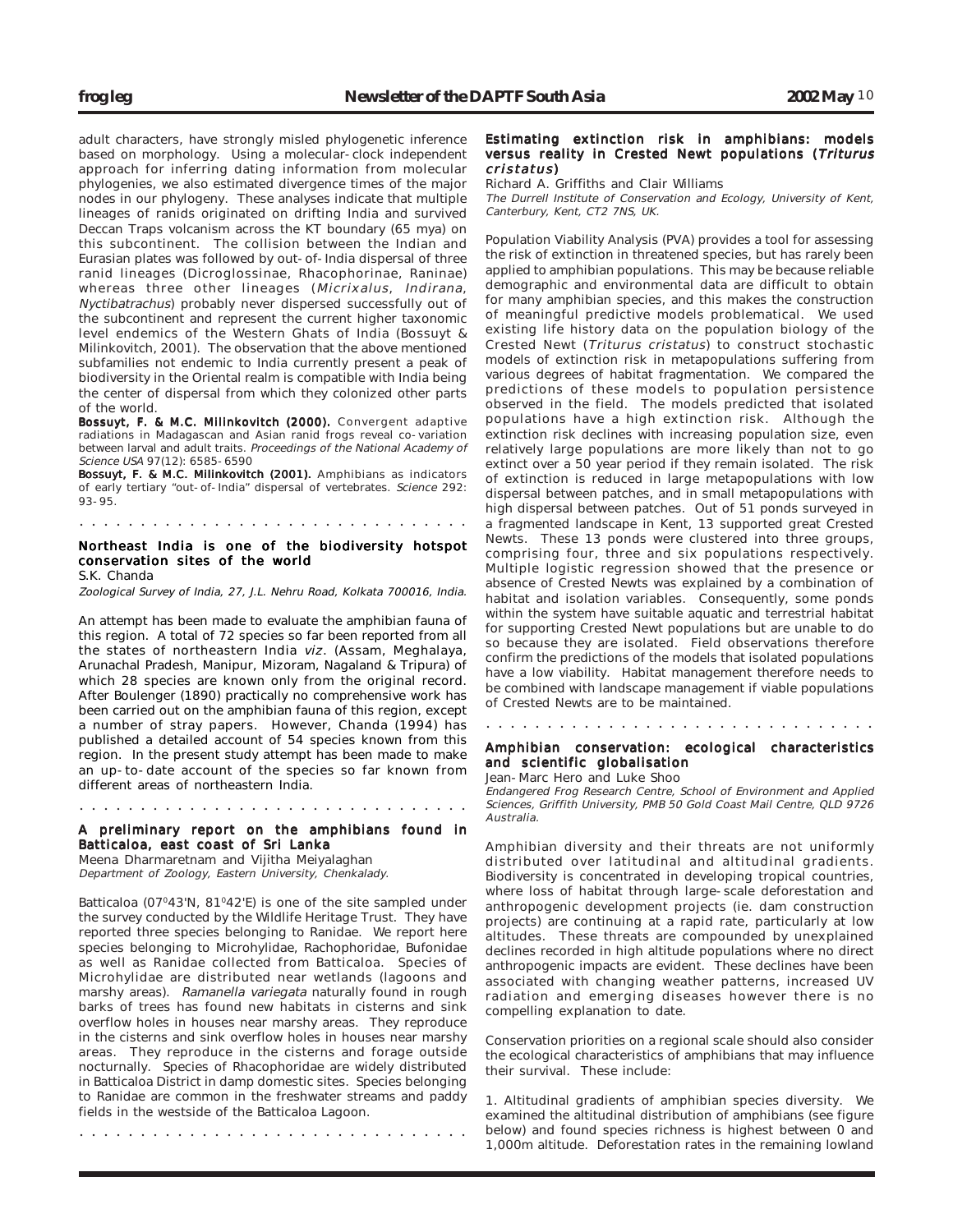adult characters, have strongly misled phylogenetic inference based on morphology. Using a molecular-clock independent approach for inferring dating information from molecular phylogenies, we also estimated divergence times of the major nodes in our phylogeny. These analyses indicate that multiple lineages of ranids originated on drifting India and survived Deccan Traps volcanism across the KT boundary (65 mya) on this subcontinent. The collision between the Indian and Eurasian plates was followed by out-of-India dispersal of three ranid lineages (Dicroglossinae, Rhacophorinae, Raninae) whereas three other lineages (*Micrixalus*, *Indirana*, *Nyctibatrachus*) probably never dispersed successfully out of the subcontinent and represent the current higher taxonomic level endemics of the Western Ghats of India (Bossuyt & Milinkovitch, 2001). The observation that the above mentioned subfamilies not endemic to India currently present a peak of biodiversity in the Oriental realm is compatible with India being the center of dispersal from which they colonized other parts of the world.

**Bossuyt, F. & M.C. Milinkovitch (2000).** Convergent adaptive radiations in Madagascan and Asian ranid frogs reveal co-variation between larval and adult traits. *Proceedings of the National Academy of Science USA* 97(12): 6585-6590

**Bossuyt, F. & M.C. Milinkovitch (2001).** Amphibians as indicators of early tertiary "out-of-India" dispersal of vertebrates. *Science* 292: 93-95.

. . . . . . . . . . . . . . . . . . . . . . . . . . . . . . . .

## Northeast India is one of the biodiversity hotspot conservation sites of the world

S.K. Chanda

*Zoological Survey of India, 27, J.L. Nehru Road, Kolkata 700016, India.*

An attempt has been made to evaluate the amphibian fauna of this region. A total of 72 species so far been reported from all the states of northeastern India *viz*. (Assam, Meghalaya, Arunachal Pradesh, Manipur, Mizoram, Nagaland & Tripura) of which 28 species are known only from the original record. After Boulenger (1890) practically no comprehensive work has been carried out on the amphibian fauna of this region, except a number of stray papers. However, Chanda (1994) has published a detailed account of 54 species known from this region. In the present study attempt has been made to make an up-to-date account of the species so far known from different areas of northeastern India.

. . . . . . . . . . . . . . . . . . . . . . . . . . . . . . . .

## A preliminary report on the amphibians found in Batticaloa, east coast of Sri Lanka

Meena Dharmaretnam and Vijitha Meiyalaghan

*Department of Zoology, Eastern University, Chenkalady.*

Batticaloa (07°43'N, 81°42'E) is one of the site sampled under the survey conducted by the Wildlife Heritage Trust. They have reported three species belonging to Ranidae. We report here species belonging to Microhylidae, Rachophoridae, Bufonidae as well as Ranidae collected from Batticaloa. Species of Microhylidae are distributed near wetlands (lagoons and marshy areas). *Ramanella variegata* naturally found in rough barks of trees has found new habitats in cisterns and sink overflow holes in houses near marshy areas. They reproduce in the cisterns and sink overflow holes in houses near marshy areas. They reproduce in the cisterns and forage outside nocturnally. Species of Rhacophoridae are widely distributed in Batticaloa District in damp domestic sites. Species belonging to Ranidae are common in the freshwater streams and paddy fields in the westside of the Batticaloa Lagoon.

. . . . . . . . . . . . . . . . . . . . . . . . . . . . . . . .

## Estimating extinction risk in amphibians: models versus reality in Crested Newt populations (*Triturus cristatus*)

Richard A. Griffiths and Clair Williams

*The Durrell Institute of Conservation and Ecology, University of Kent, Canterbury, Kent, CT2 7NS, UK.*

Population Viability Analysis (PVA) provides a tool for assessing the risk of extinction in threatened species, but has rarely been applied to amphibian populations. This may be because reliable demographic and environmental data are difficult to obtain for many amphibian species, and this makes the construction of meaningful predictive models problematical. We used existing life history data on the population biology of the Crested Newt (*Triturus cristatus*) to construct stochastic models of extinction risk in metapopulations suffering from various degrees of habitat fragmentation. We compared the predictions of these models to population persistence observed in the field. The models predicted that isolated populations have a high extinction risk. Although the extinction risk declines with increasing population size, even relatively large populations are more likely than not to go extinct over a 50 year period if they remain isolated. The risk of extinction is reduced in large metapopulations with low dispersal between patches, and in small metapopulations with high dispersal between patches. Out of 51 ponds surveyed in a fragmented landscape in Kent, 13 supported great Crested Newts. These 13 ponds were clustered into three groups, comprising four, three and six populations respectively. Multiple logistic regression showed that the presence or absence of Crested Newts was explained by a combination of habitat and isolation variables. Consequently, some ponds within the system have suitable aquatic and terrestrial habitat for supporting Crested Newt populations but are unable to do so because they are isolated. Field observations therefore confirm the predictions of the models that isolated populations have a low viability. Habitat management therefore needs to be combined with landscape management if viable populations of Crested Newts are to be maintained.

. . . . . . . . . . . . . . . . . . . . . . . . . . . . . . . .

## Amphibian conservation: ecological characteristics and scientific globalisation

Jean-Marc Hero and Luke Shoo

*Endangered Frog Research Centre, School of Environment and Applied Sciences, Griffith University, PMB 50 Gold Coast Mail Centre, QLD 9726 Australia.*

Amphibian diversity and their threats are not uniformly distributed over latitudinal and altitudinal gradients. Biodiversity is concentrated in developing tropical countries, where loss of habitat through large-scale deforestation and anthropogenic development projects (ie. dam construction projects) are continuing at a rapid rate, particularly at low altitudes. These threats are compounded by unexplained declines recorded in high altitude populations where no direct anthropogenic impacts are evident. These declines have been associated with changing weather patterns, increased UV radiation and emerging diseases however there is no compelling explanation to date.

Conservation priorities on a regional scale should also consider the ecological characteristics of amphibians that may influence their survival. These include:

1. Altitudinal gradients of amphibian species diversity. We examined the altitudinal distribution of amphibians (see figure below) and found species richness is highest between 0 and 1,000m altitude. Deforestation rates in the remaining lowland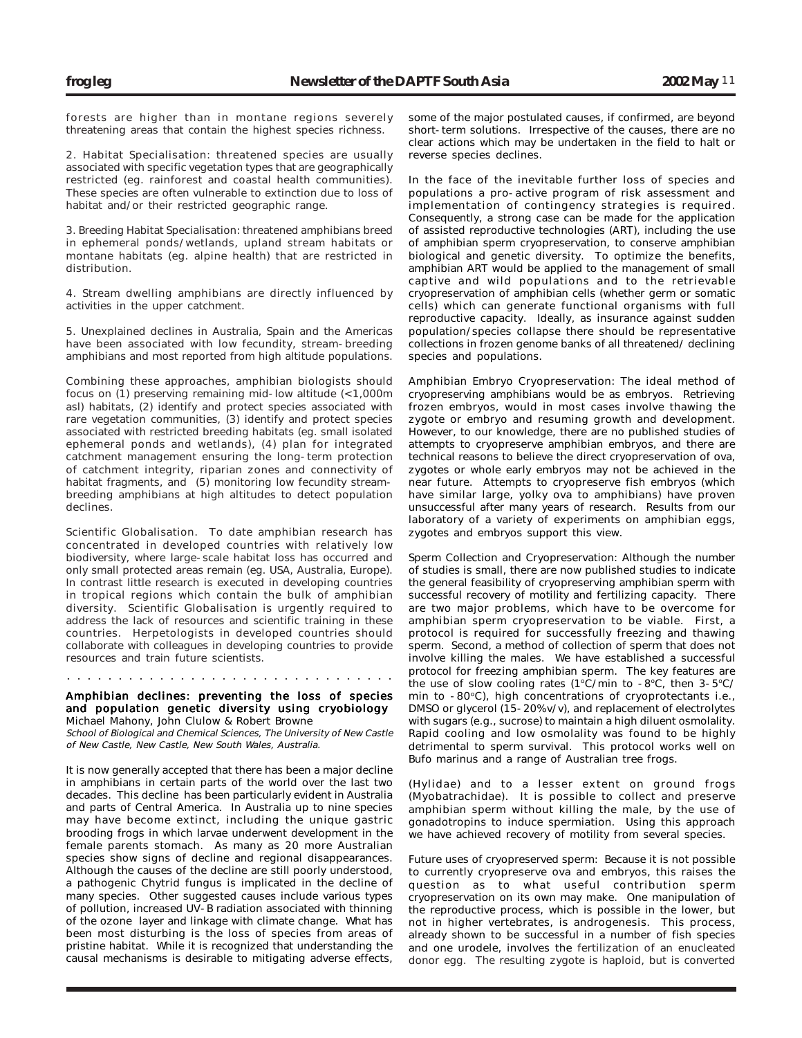forests are higher than in montane regions severely threatening areas that contain the highest species richness.

2. Habitat Specialisation: threatened species are usually associated with specific vegetation types that are geographically restricted (eg. rainforest and coastal health communities). These species are often vulnerable to extinction due to loss of habitat and/or their restricted geographic range.

3. Breeding Habitat Specialisation: threatened amphibians breed in ephemeral ponds/wetlands, upland stream habitats or montane habitats (eg. alpine health) that are restricted in distribution.

4. Stream dwelling amphibians are directly influenced by activities in the upper catchment.

5. Unexplained declines in Australia, Spain and the Americas have been associated with low fecundity, stream-breeding amphibians and most reported from high altitude populations.

Combining these approaches, amphibian biologists should focus on (1) preserving remaining mid-low altitude (<1,000m asl) habitats, (2) identify and protect species associated with rare vegetation communities, (3) identify and protect species associated with restricted breeding habitats (eg. small isolated ephemeral ponds and wetlands), (4) plan for integrated catchment management ensuring the long-term protection of catchment integrity, riparian zones and connectivity of habitat fragments, and (5) monitoring low fecundity stream-breeding amphibians at high altitudes to detect population declines.

Scientific Globalisation. To date amphibian research has concentrated in developed countries with relatively low biodiversity, where large-scale habitat loss has occurred and only small protected areas remain (eg. USA, Australia, Europe). In contrast little research is executed in developing countries in tropical regions which contain the bulk of amphibian diversity. Scientific Globalisation is urgently required to address the lack of resources and scientific training in these countries. Herpetologists in developed countries should collaborate with colleagues in developing countries to provide resources and train future scientists.

. . . . . . . . . . . . . . . . . . . . . . . . . . . . . . . .

## Amphibian declines: preventing the loss of species and population genetic diversity using cryobiology

Michael Mahony, John Clulow & Robert Browne

*School of Biological and Chemical Sciences, The University of New Castle of New Castle, New Castle, New South Wales, Australia.*

It is now generally accepted that there has been a major decline in amphibians in certain parts of the world over the last two decades. This decline has been particularly evident in Australia and parts of Central America. In Australia up to nine species may have become extinct, including the unique gastric brooding frogs in which larvae underwent development in the female parents stomach. As many as 20 more Australian species show signs of decline and regional disappearances. Although the causes of the decline are still poorly understood, a pathogenic Chytrid fungus is implicated in the decline of many species. Other suggested causes include various types of pollution, increased UV-B radiation associated with thinning of the ozone layer and linkage with climate change. What has been most disturbing is the loss of species from areas of pristine habitat. While it is recognized that understanding the causal mechanisms is desirable to mitigating adverse effects, some of the major postulated causes, if confirmed, are beyond short-term solutions. Irrespective of the causes, there are no clear actions which may be undertaken in the field to halt or reverse species declines.

In the face of the inevitable further loss of species and populations a pro-active program of risk assessment and implementation of contingency strategies is required. Consequently, a strong case can be made for the application of assisted reproductive technologies (ART), including the use of amphibian sperm cryopreservation, to conserve amphibian biological and genetic diversity. To optimize the benefits, amphibian ART would be applied to the management of small captive and wild populations and to the retrievable cryopreservation of amphibian cells (whether germ or somatic cells) which can generate functional organisms with full reproductive capacity. Ideally, as insurance against sudden population/species collapse there should be representative collections in frozen genome banks of all threatened/declining species and populations.

Amphibian Embryo Cryopreservation: The ideal method of cryopreserving amphibians would be as embryos. Retrieving frozen embryos, would in most cases involve thawing the zygote or embryo and resuming growth and development. However, to our knowledge, there are no published studies of attempts to cryopreserve amphibian embryos, and there are technical reasons to believe the direct cryopreservation of ova, zygotes or whole early embryos may not be achieved in the near future. Attempts to cryopreserve fish embryos (which have similar large, yolky ova to amphibians) have proven unsuccessful after many years of research. Results from our laboratory of a variety of experiments on amphibian eggs, zygotes and embryos support this view.

Sperm Collection and Cryopreservation: Although the number of studies is small, there are now published studies to indicate the general feasibility of cryopreserving amphibian sperm with successful recovery of motility and fertilizing capacity. There are two major problems, which have to be overcome for amphibian sperm cryopreservation to be viable. First, a protocol is required for successfully freezing and thawing sperm. Second, a method of collection of sperm that does not involve killing the males. We have established a successful protocol for freezing amphibian sperm. The key features are the use of slow cooling rates (1°C/min to -8°C, then 3-5°C/min to -80°C), high concentrations of cryoprotectants i.e., DMSO or glycerol (15-20%v/v), and replacement of electrolytes with sugars (e.g., sucrose) to maintain a high diluent osmolality. Rapid cooling and low osmolality was found to be highly detrimental to sperm survival. This protocol works well on Bufo marinus and a range of Australian tree frogs.

(Hylidae) and to a lesser extent on ground frogs (Myobatrachidae). It is possible to collect and preserve amphibian sperm without killing the male, by the use of gonadotropins to induce spermiation. Using this approach we have achieved recovery of motility from several species.

Future uses of cryopreserved sperm: Because it is not possible to currently cryopreserve ova and embryos, this raises the question as to what useful contribution sperm cryopreservation on its own may make. One manipulation of the reproductive process, which is possible in the lower, but not in higher vertebrates, is androgenesis. This process, already shown to be successful in a number of fish species and one urodele, involves the fertilization of an enucleated donor egg. The resulting zygote is haploid, but is converted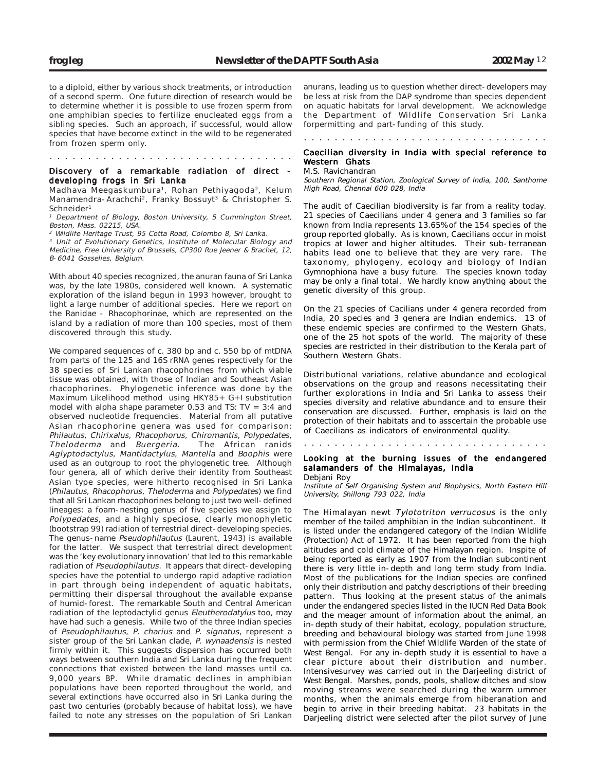to a diploid, either by various shock treatments, or introduction of a second sperm. One future direction of research would be to determine whether it is possible to use frozen sperm from one amphibian species to fertilize enucleated eggs from a sibling species. Such an approach, if successful, would allow species that have become extinct in the wild to be regenerated from frozen sperm only.

## Discovery of a remarkable radiation of direct - developing frogs in Sri Lanka

Madhava Meegaskumbura[1], Rohan Pethiyagoda[2], Kelum Manamendra-Arachchi[2], Franky Bossuyt[3] & Christopher S. Schneider[1]

*[1] Department of Biology, Boston University, 5 Cummington Street, Boston, Mass. 02215, USA.*

*[2] Wildlife Heritage Trust, 95 Cotta Road, Colombo 8, Sri Lanka.*

*[3] Unit of Evolutionary Genetics, Institute of Molecular Biology and Medicine, Free University of Brussels, CP300 Rue Jeener & Brachet, 12, B-6041 Gosselies, Belgium.*

With about 40 species recognized, the anuran fauna of Sri Lanka was, by the late 1980s, considered well known. A systematic exploration of the island begun in 1993 however, brought to light a large number of additional species. Here we report on the Ranidae - Rhacophorinae, which are represented on the island by a radiation of more than 100 species, most of them discovered through this study.

We compared sequences of c. 380 bp and c. 550 bp of mtDNA from parts of the 125 and 16S rRNA genes respectively for the 38 species of Sri Lankan rhacophorines from which viable tissue was obtained, with those of Indian and Southeast Asian rhacophorines. Phylogenetic inference was done by the Maximum Likelihood method using HKY85+G+I substitution model with alpha shape parameter 0.53 and TS: TV = 3:4 and observed nucleotide frequencies. Material from all putative Asian rhacophorine genera was used for comparison: *Philautus*, *Chirixalus*, *Rhacophorus*, *Chiromantis*, *Polypedates*, *Theloderma* and *Buergeria*. The African ranids *Aglyptodactylus*, *Mantidactylus*, *Mantella* and *Boophis* were used as an outgroup to root the phylogenetic tree. Although four genera, all of which derive their identity from Southeast Asian type species, were hitherto recognised in Sri Lanka (*Philautus*, *Rhacophorus*, *Theloderma* and *Polypedates*) we find that all Sri Lankan rhacophorines belong to just two well-defined lineages: a foam-nesting genus of five species we assign to *Polypedates*, and a highly speciose, clearly monophyletic (bootstrap 99) radiation of terrestrial direct-developing species. The genus-name *Pseudophilautus* (Laurent, 1943) is available for the latter. We suspect that terrestrial direct development was the 'key evolutionary innovation' that led to this remarkable radiation of *Pseudophilautus*. It appears that direct-developing species have the potential to undergo rapid adaptive radiation in part through being independent of aquatic habitats, permitting their dispersal throughout the available expanse of humid-forest. The remarkable South and Central American radiation of the leptodactylid genus *Eleutherodatylus* too, may have had such a genesis. While two of the three Indian species of *Pseudophilautus*, *P. charius* and *P. signatus*, represent a sister group of the Sri Lankan clade, *P. wynaadensis* is nested firmly within it. This suggests dispersion has occurred both ways between southern India and Sri Lanka during the frequent connections that existed between the land masses until ca. 9,000 years BP. While dramatic declines in amphibian populations have been reported throughout the world, and several extinctions have occurred also in Sri Lanka during the past two centuries (probably because of habitat loss), we have failed to note any stresses on the population of Sri Lankan anurans, leading us to question whether direct-developers may be less at risk from the DAP syndrome than species dependent on aquatic habitats for larval development. We acknowledge the Department of Wildlife Conservation Sri Lanka forpermitting and part-funding of this study.

## Caecilian diversity in India with special reference to Western Ghats

M.S. Ravichandran

*Southern Regional Station, Zoological Survey of India, 100, Santhome High Road, Chennai 600 028, India*

The audit of Caecilian biodiversity is far from a reality today. 21 species of Caecilians under 4 genera and 3 families so far known from India represents 13.65% of the 154 species of the group reported globally. As is known, Caecilians occur in moist tropics at lower and higher altitudes. Their sub-terranean habits lead one to believe that they are very rare. The taxonomy, phylogeny, ecology and biology of Indian Gymnophiona have a busy future. The species known today may be only a final total. We hardly know anything about the genetic diversity of this group.

On the 21 species of Cacilians under 4 genera recorded from India, 20 species and 3 genera are Indian endemics. 13 of these endemic species are confirmed to the Western Ghats, one of the 25 hot spots of the world. The majority of these species are restricted in their distribution to the Kerala part of Southern Western Ghats.

Distributional variations, relative abundance and ecological observations on the group and reasons necessitating their further explorations in India and Sri Lanka to assess their species diversity and relative abundance and to ensure their conservation are discussed. Further, emphasis is laid on the protection of their habitats and to asscertain the probable use of Caecilians as indicators of environmental quality.

## Looking at the burning issues of the endangered salamanders of the Himalayas, India

Debjani Roy

*Institute of Self Organising System and Biophysics, North Eastern Hill University, Shillong 793 022, India*

The Himalayan newt *Tylototriton verrucosus* is the only member of the tailed amphibian in the Indian subcontinent. It is listed under the endangered category of the Indian Wildlife (Protection) Act of 1972. It has been reported from the high altitudes and cold climate of the Himalayan region. Inspite of being reported as early as 1907 from the Indian subcontinent there is very little in-depth and long term study from India. Most of the publications for the Indian species are confined only their distribution and patchy descriptions of their breeding pattern. Thus looking at the present status of the animals under the endangered species listed in the IUCN Red Data Book and the meager amount of information about the animal, an in-depth study of their habitat, ecology, population structure, breeding and behavioural biology was started from June 1998 with permission from the Chief Wildlife Warden of the state of West Bengal. For any in-depth study it is essential to have a clear picture about their distribution and number. Intensivesurvey was carried out in the Darjeeling district of West Bengal. Marshes, ponds, pools, shallow ditches and slow moving streams were searched during the warm ummer months, when the animals emerge from hiberanation and begin to arrive in their breeding habitat. 23 habitats in the Darjeeling district were selected after the pilot survey of June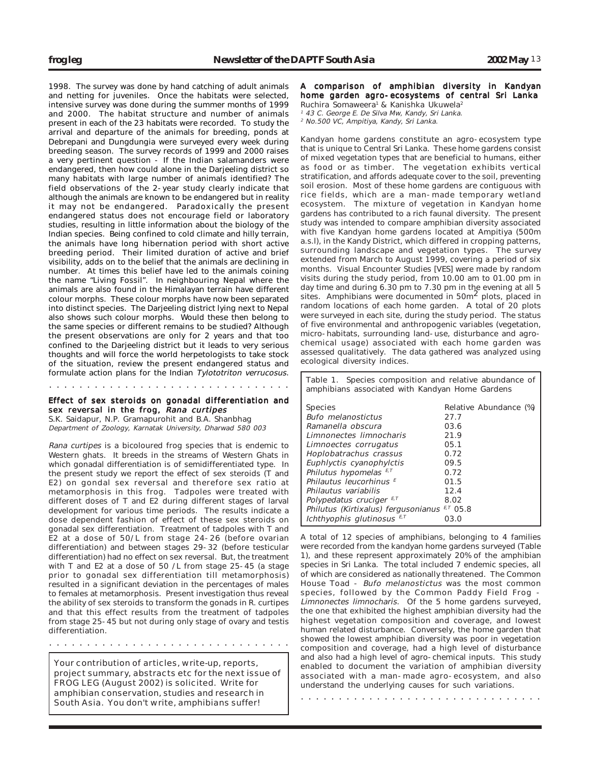1998. The survey was done by hand catching of adult animals and netting for juveniles. Once the habitats were selected, intensive survey was done during the summer months of 1999 and 2000. The habitat structure and number of animals present in each of the 23 habitats were recorded. To study the arrival and departure of the animals for breeding, ponds at Debrepani and Dungdungia were surveyed every week during breeding season. The survey records of 1999 and 2000 raises a very pertinent question - If the Indian salamanders were endangered, then how could alone in the Darjeeling district so many habitats with large number of animals identified? The field observations of the 2-year study clearly indicate that although the animals are known to be endangered but in reality it may not be endangered. Paradoxically the present endangered status does not encourage field or laboratory studies, resulting in little information about the biology of the Indian species. Being confined to cold climate and hilly terrain, the animals have long hibernation period with short active breeding period. Their limited duration of active and brief visibility, adds on to the belief that the animals are declining in number. At times this belief have led to the animals coining the name "Living Fossil". In neighbouring Nepal where the animals are also found in the Himalayan terrain have different colour morphs. These colour morphs have now been separated into distinct species. The Darjeeling district lying next to Nepal also shows such colour morphs. Would these then belong to the same species or different remains to be studied? Although the present observations are only for 2 years and that too confined to the Darjeeling district but it leads to very serious thoughts and will force the world herpetologists to take stock of the situation, review the present endangered status and formulate action plans for the Indian *Tylototriton verrucosus*.

## Effect of sex steroids on gonadal differentiation and sex reversal in the frog, *Rana curtipes*

S.K. Saidapur, N.P. Gramapurohit and B.A. Shanbhag
*Department of Zoology, Karnatak University, Dharwad 580 003*

*Rana curtipes* is a bicoloured frog species that is endemic to Western ghats. It breeds in the streams of Western Ghats in which gonadal differentiation is of semidifferentiated type. In the present study we report the effect of sex steroids (T and E2) on gondal sex reversal and therefore sex ratio at metamorphosis in this frog. Tadpoles were treated with different doses of T and E2 during different stages of larval development for various time periods. The results indicate a dose dependent fashion of effect of these sex steroids on gonadal sex differentiation. Treatment of tadpoles with T and E2 at a dose of 50/L from stage 24-26 (before ovarian differentiation) and between stages 29-32 (before testicular differentiation) had no effect on sex reversal. But, the treatment with T and E2 at a dose of 50 /L from stage 25-45 (a stage prior to gonadal sex differentiation till metamorphosis) resulted in a significant deviation in the percentages of males to females at metamorphosis. Present investigation thus reveal the ability of sex steroids to transform the gonads in R. curtipes and that this effect results from the treatment of tadpoles from stage 25-45 but not during only stage of ovary and testis differentiation.

Your contribution of articles, write-up, reports, project summary, abstracts etc for the next issue of FROG LEG (August 2002) is solicited. Write for amphibian conservation, studies and research in South Asia. You don't write, amphibians suffer!

## A comparison of amphibian diversity in Kandyan home garden agro-ecosystems of central Sri Lanka

Ruchira Somaweera[1] & Kanishka Ukuwela[2]
[1] *43 C. George E. De Silva Mw, Kandy, Sri Lanka.*
[2] *No.500 VC, Ampitiya, Kandy, Sri Lanka.*

Kandyan home gardens constitute an agro-ecosystem type that is unique to Central Sri Lanka. These home gardens consist of mixed vegetation types that are beneficial to humans, either as food or as timber. The vegetation exhibits vertical stratification, and affords adequate cover to the soil, preventing soil erosion. Most of these home gardens are contiguous with rice fields, which are a man-made temporary wetland ecosystem. The mixture of vegetation in Kandyan home gardens has contributed to a rich faunal diversity. The present study was intended to compare amphibian diversity associated with five Kandyan home gardens located at Ampitiya (500m a.s.l), in the Kandy District, which differed in cropping patterns, surrounding landscape and vegetation types. The survey extended from March to August 1999, covering a period of six months. Visual Encounter Studies [VES] were made by random visits during the study period, from 10.00 am to 01.00 pm in day time and during 6.30 pm to 7.30 pm in the evening at all 5 sites. Amphibians were documented in $50m^2$ plots, placed in random locations of each home garden. A total of 20 plots were surveyed in each site, during the study period. The status of five environmental and anthropogenic variables (vegetation, micro-habitats, surrounding land-use, disturbance and agro-chemical usage) associated with each home garden was assessed qualitatively. The data gathered was analyzed using ecological diversity indices.

Table 1. Species composition and relative abundance of amphibians associated with Kandyan Home Gardens

| Species | Relative Abundance (%) |
|---|---|
| *Bufo melanostictus* | 27.7 |
| *Ramanella obscura* | 03.6 |
| *Limnonectes limnocharis* | 21.9 |
| *Limnoectes corrugatus* | 05.1 |
| *Hoplobatrachus crassus* | 0.72 |
| *Euphlyctis cyanophylctis* | 09.5 |
| *Philutus hypomelas* [E,T] | 0.72 |
| *Philautus leucorhinus* [E] | 01.5 |
| *Philautus variabilis* | 12.4 |
| *Polypedatus cruciger* [E,T] | 8.02 |
| *Philutus (Kirtixalus) fergusonianus* [E,T] | 05.8 |
| *Ichthyophis glutinosus* [E,T] | 03.0 |

A total of 12 species of amphibians, belonging to 4 families were recorded from the kandyan home gardens surveyed (Table 1), and these represent approximately 20% of the amphibian species in Sri Lanka. The total included 7 endemic species, all of which are considered as nationally threatened. The Common House Toad - *Bufo melanostictus* was the most common species, followed by the Common Paddy Field Frog - *Limnonectes limnocharis.* Of the 5 home gardens surveyed, the one that exhibited the highest amphibian diversity had the highest vegetation composition and coverage, and lowest human related disturbance. Conversely, the home garden that showed the lowest amphibian diversity was poor in vegetation composition and coverage, had a high level of disturbance and also had a high level of agro-chemical inputs. This study enabled to document the variation of amphibian diversity associated with a man-made agro-ecosystem, and also understand the underlying causes for such variations.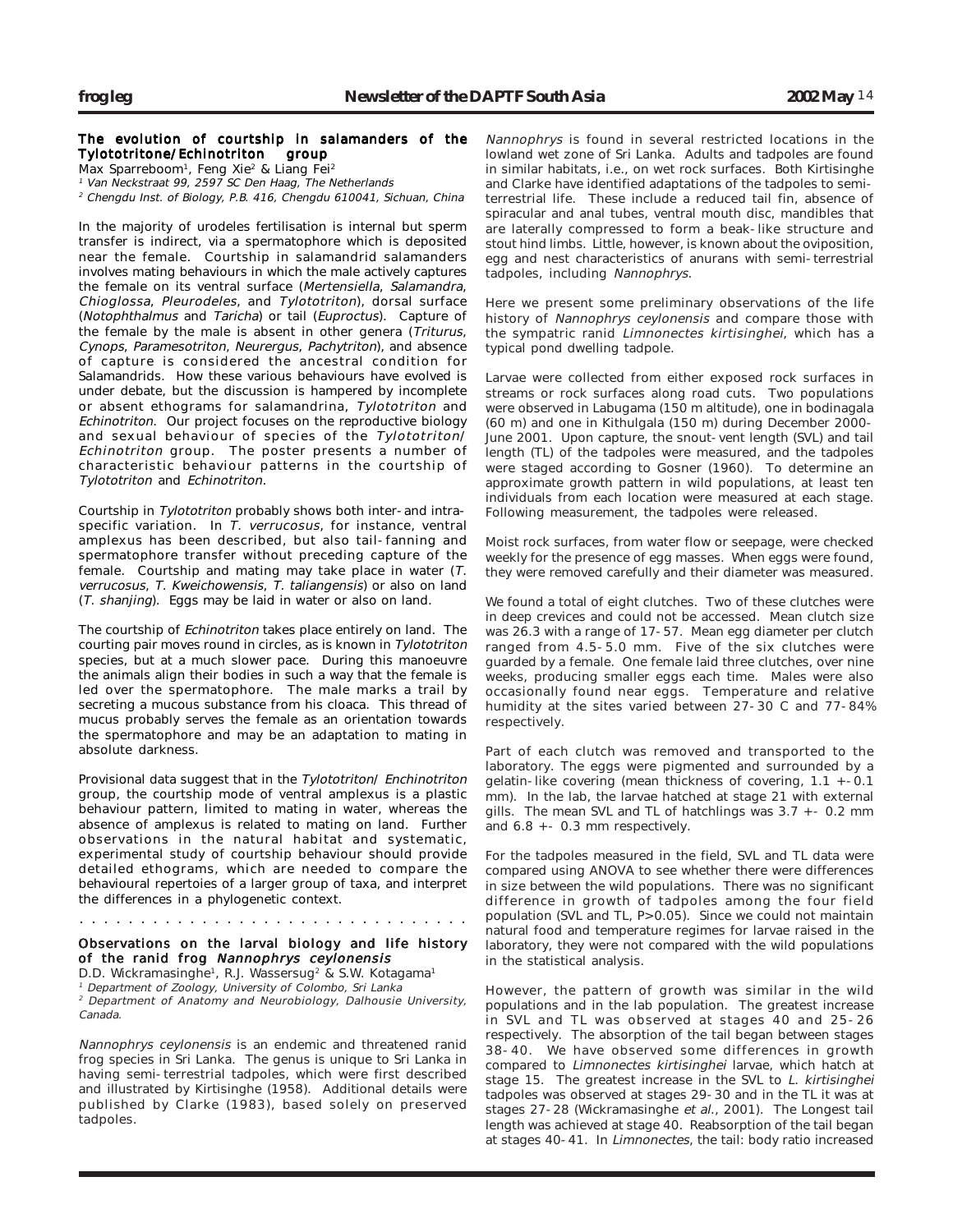## The evolution of courtship in salamanders of the Tylototritone/Echinotriton group

Max Sparreboom[1], Feng Xie[2] & Liang Fei[2]

[1] *Van Neckstraat 99, 2597 SC Den Haag, The Netherlands*

[2] *Chengdu Inst. of Biology, P.B. 416, Chengdu 610041, Sichuan, China*

In the majority of urodeles fertilisation is internal but sperm transfer is indirect, via a spermatophore which is deposited near the female. Courtship in salamandrid salamanders involves mating behaviours in which the male actively captures the female on its ventral surface (*Mertensiella*, *Salamandra*, *Chioglossa*, *Pleurodeles*, and *Tylototriton*), dorsal surface (*Notophthalmus* and *Taricha*) or tail (*Euproctus*). Capture of the female by the male is absent in other genera (*Triturus*, *Cynops*, *Paramesotriton*, *Neurergus*, *Pachytriton*), and absence of capture is considered the ancestral condition for Salamandrids. How these various behaviours have evolved is under debate, but the discussion is hampered by incomplete or absent ethograms for salamandrina, *Tylototriton* and *Echinotriton*. Our project focuses on the reproductive biology and sexual behaviour of species of the *Tylototriton*/*Echinotriton* group. The poster presents a number of characteristic behaviour patterns in the courtship of *Tylototriton* and *Echinotriton*.

Courtship in *Tylototriton* probably shows both inter- and intra-specific variation. In *T. verrucosus*, for instance, ventral amplexus has been described, but also tail-fanning and spermatophore transfer without preceding capture of the female. Courtship and mating may take place in water (*T. verrucosus*, *T. Kweichowensis*, *T. taliangensis*) or also on land (*T. shanjing*). Eggs may be laid in water or also on land.

The courtship of *Echinotriton* takes place entirely on land. The courting pair moves round in circles, as is known in *Tylototriton* species, but at a much slower pace. During this manoeuvre the animals align their bodies in such a way that the female is led over the spermatophore. The male marks a trail by secreting a mucous substance from his cloaca. This thread of mucus probably serves the female as an orientation towards the spermatophore and may be an adaptation to mating in absolute darkness.

Provisional data suggest that in the *Tylototriton*/ *Enchinotriton* group, the courtship mode of ventral amplexus is a plastic behaviour pattern, limited to mating in water, whereas the absence of amplexus is related to mating on land. Further observations in the natural habitat and systematic, experimental study of courtship behaviour should provide detailed ethograms, which are needed to compare the behavioural repertoies of a larger group of taxa, and interpret the differences in a phylogenetic context.

. . . . . . . . . . . . . . . . . . . . . . . . . . . . . . .

## Observations on the larval biology and life history of the ranid frog *Nannophrys ceylonensis*

D.D. Wickramasinghe[1], R.J. Wassersug[2] & S.W. Kotagama[1]

[1] *Department of Zoology, University of Colombo, Sri Lanka*

[2] *Department of Anatomy and Neurobiology, Dalhousie University, Canada.*

*Nannophrys ceylonensis* is an endemic and threatened ranid frog species in Sri Lanka. The genus is unique to Sri Lanka in having semi-terrestrial tadpoles, which were first described and illustrated by Kirtisinghe (1958). Additional details were published by Clarke (1983), based solely on preserved tadpoles.

*Nannophrys* is found in several restricted locations in the lowland wet zone of Sri Lanka. Adults and tadpoles are found in similar habitats, i.e., on wet rock surfaces. Both Kirtisinghe and Clarke have identified adaptations of the tadpoles to semi-terrestrial life. These include a reduced tail fin, absence of spiracular and anal tubes, ventral mouth disc, mandibles that are laterally compressed to form a beak-like structure and stout hind limbs. Little, however, is known about the oviposition, egg and nest characteristics of anurans with semi-terrestrial tadpoles, including *Nannophrys*.

Here we present some preliminary observations of the life history of *Nannophrys ceylonensis* and compare those with the sympatric ranid *Limnonectes kirtisinghei*, which has a typical pond dwelling tadpole.

Larvae were collected from either exposed rock surfaces in streams or rock surfaces along road cuts. Two populations were observed in Labugama (150 m altitude), one in bodinagala (60 m) and one in Kithulgala (150 m) during December 2000-June 2001. Upon capture, the snout-vent length (SVL) and tail length (TL) of the tadpoles were measured, and the tadpoles were staged according to Gosner (1960). To determine an approximate growth pattern in wild populations, at least ten individuals from each location were measured at each stage. Following measurement, the tadpoles were released.

Moist rock surfaces, from water flow or seepage, were checked weekly for the presence of egg masses. When eggs were found, they were removed carefully and their diameter was measured.

We found a total of eight clutches. Two of these clutches were in deep crevices and could not be accessed. Mean clutch size was 26.3 with a range of 17-57. Mean egg diameter per clutch ranged from 4.5-5.0 mm. Five of the six clutches were guarded by a female. One female laid three clutches, over nine weeks, producing smaller eggs each time. Males were also occasionally found near eggs. Temperature and relative humidity at the sites varied between 27-30 C and 77-84% respectively.

Part of each clutch was removed and transported to the laboratory. The eggs were pigmented and surrounded by a gelatin-like covering (mean thickness of covering, 1.1 +- 0.1 mm). In the lab, the larvae hatched at stage 21 with external gills. The mean SVL and TL of hatchlings was 3.7 +- 0.2 mm and 6.8 +- 0.3 mm respectively.

For the tadpoles measured in the field, SVL and TL data were compared using ANOVA to see whether there were differences in size between the wild populations. There was no significant difference in growth of tadpoles among the four field population (SVL and TL, $P>0.05$). Since we could not maintain natural food and temperature regimes for larvae raised in the laboratory, they were not compared with the wild populations in the statistical analysis.

However, the pattern of growth was similar in the wild populations and in the lab population. The greatest increase in SVL and TL was observed at stages 40 and 25-26 respectively. The absorption of the tail began between stages 38-40. We have observed some differences in growth compared to *Limnonectes kirtisinghei* larvae, which hatch at stage 15. The greatest increase in the SVL to *L. kirtisinghei* tadpoles was observed at stages 29-30 and in the TL it was at stages 27-28 (Wickramasinghe *et al.*, 2001). The Longest tail length was achieved at stage 40. Reabsorption of the tail began at stages 40-41. In *Limnonectes*, the tail: body ratio increased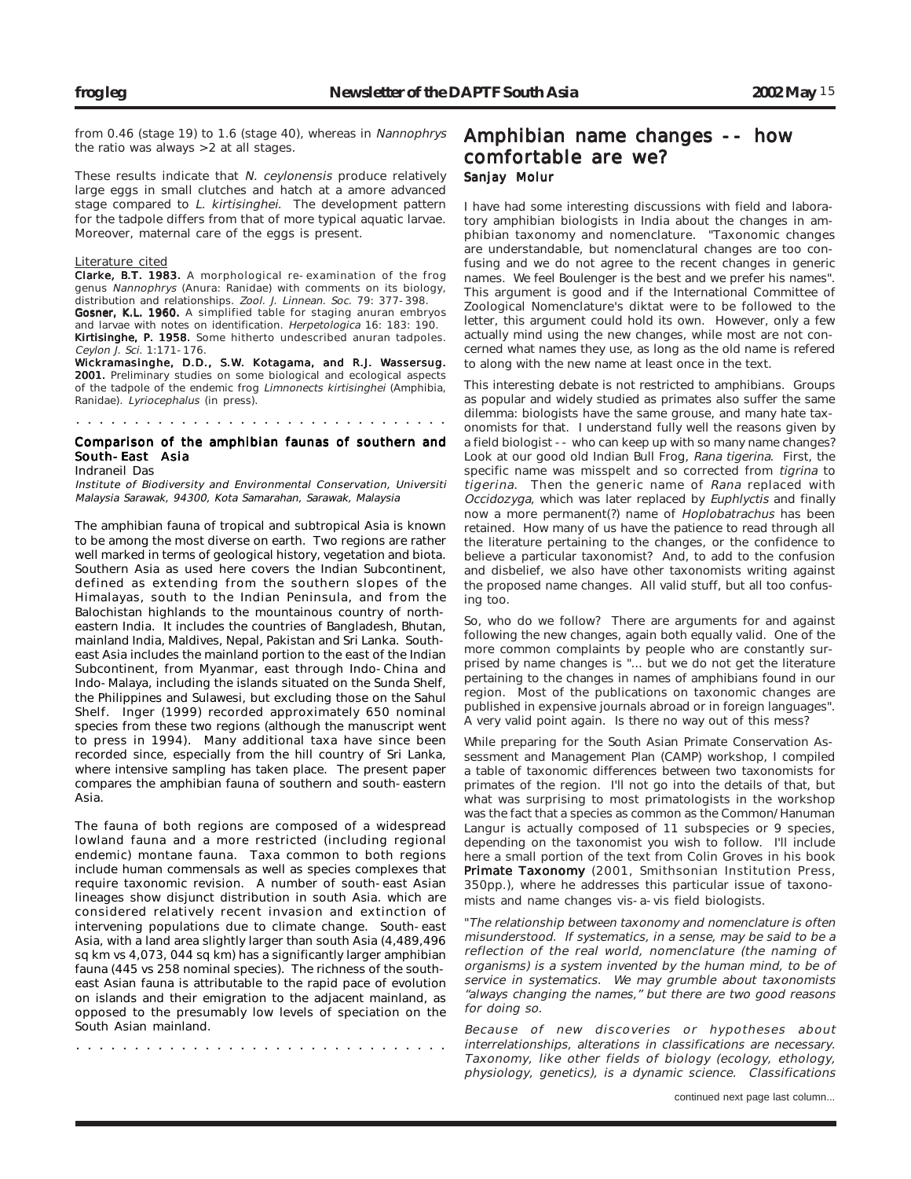from 0.46 (stage 19) to 1.6 (stage 40), whereas in *Nannophrys* the ratio was always >2 at all stages.

These results indicate that *N. ceylonensis* produce relatively large eggs in small clutches and hatch at a amore advanced stage compared to *L. kirtisinghei*. The development pattern for the tadpole differs from that of more typical aquatic larvae. Moreover, maternal care of the eggs is present.

Literature cited

**Clarke, B.T. 1983.** A morphological re-examination of the frog genus *Nannophrys* (Anura: Ranidae) with comments on its biology, distribution and relationships. *Zool. J. Linnean. Soc.* 79: 377-398.

**Gosner, K.L. 1960.** A simplified table for staging anuran embryos and larvae with notes on identification. *Herpetologica* 16: 183: 190.

**Kirtisinghe, P. 1958.** Some hitherto undescribed anuran tadpoles. *Ceylon J. Sci.* 1:171-176.

**Wickramasinghe, D.D., S.W. Kotagama, and R.J. Wassersug. 2001.** Preliminary studies on some biological and ecological aspects of the tadpole of the endemic frog *Limnonects kirtisinghei* (Amphibia, Ranidae). *Lyriocephalus* (in press).

## Comparison of the amphibian faunas of southern and South-East Asia

Indraneil Das

*Institute of Biodiversity and Environmental Conservation, Universiti Malaysia Sarawak, 94300, Kota Samarahan, Sarawak, Malaysia*

The amphibian fauna of tropical and subtropical Asia is known to be among the most diverse on earth. Two regions are rather well marked in terms of geological history, vegetation and biota. Southern Asia as used here covers the Indian Subcontinent, defined as extending from the southern slopes of the Himalayas, south to the Indian Peninsula, and from the Balochistan highlands to the mountainous country of north-eastern India. It includes the countries of Bangladesh, Bhutan, mainland India, Maldives, Nepal, Pakistan and Sri Lanka. South-east Asia includes the mainland portion to the east of the Indian Subcontinent, from Myanmar, east through Indo-China and Indo-Malaya, including the islands situated on the Sunda Shelf, the Philippines and Sulawesi, but excluding those on the Sahul Shelf. Inger (1999) recorded approximately 650 nominal species from these two regions (although the manuscript went to press in 1994). Many additional taxa have since been recorded since, especially from the hill country of Sri Lanka, where intensive sampling has taken place. The present paper compares the amphibian fauna of southern and south-eastern Asia.

The fauna of both regions are composed of a widespread lowland fauna and a more restricted (including regional endemic) montane fauna. Taxa common to both regions include human commensals as well as species complexes that require taxonomic revision. A number of south-east Asian lineages show disjunct distribution in south Asia. which are considered relatively recent invasion and extinction of intervening populations due to climate change. South-east Asia, with a land area slightly larger than south Asia (4,489,496 sq km vs 4,073, 044 sq km) has a significantly larger amphibian fauna (445 vs 258 nominal species). The richness of the south-east Asian fauna is attributable to the rapid pace of evolution on islands and their emigration to the adjacent mainland, as opposed to the presumably low levels of speciation on the South Asian mainland.

## Amphibian name changes -- how comfortable are we?

Sanjay Molur

I have had some interesting discussions with field and laboratory amphibian biologists in India about the changes in amphibian taxonomy and nomenclature. "Taxonomic changes are understandable, but nomenclatural changes are too confusing and we do not agree to the recent changes in generic names. We feel Boulenger is the best and we prefer his names". This argument is good and if the International Committee of Zoological Nomenclature's diktat were to be followed to the letter, this argument could hold its own. However, only a few actually mind using the new changes, while most are not concerned what names they use, as long as the old name is refered to along with the new name at least once in the text.

This interesting debate is not restricted to amphibians. Groups as popular and widely studied as primates also suffer the same dilemma: biologists have the same grouse, and many hate taxonomists for that. I understand fully well the reasons given by a field biologist -- who can keep up with so many name changes? Look at our good old Indian Bull Frog, *Rana tigerina*. First, the specific name was misspelt and so corrected from *tigrina* to *tigerina*. Then the generic name of *Rana* replaced with *Occidozyga*, which was later replaced by *Euphlyctis* and finally now a more permanent(?) name of *Hoplobatrachus* has been retained. How many of us have the patience to read through all the literature pertaining to the changes, or the confidence to believe a particular taxonomist? And, to add to the confusion and disbelief, we also have other taxonomists writing against the proposed name changes. All valid stuff, but all too confusing too.

So, who do we follow? There are arguments for and against following the new changes, again both equally valid. One of the more common complaints by people who are constantly surprised by name changes is "... but we do not get the literature pertaining to the changes in names of amphibians found in our region. Most of the publications on taxonomic changes are published in expensive journals abroad or in foreign languages". A very valid point again. Is there no way out of this mess?

While preparing for the South Asian Primate Conservation Assessment and Management Plan (CAMP) workshop, I compiled a table of taxonomic differences between two taxonomists for primates of the region. I'll not go into the details of that, but what was surprising to most primatologists in the workshop was the fact that a species as common as the Common/Hanuman Langur is actually composed of 11 subspecies or 9 species, depending on the taxonomist you wish to follow. I'll include here a small portion of the text from Colin Groves in his book **Primate Taxonomy** (2001, Smithsonian Institution Press, 350pp.), where he addresses this particular issue of taxonomists and name changes vis-a-vis field biologists.

"*The relationship between taxonomy and nomenclature is often misunderstood. If systematics, in a sense, may be said to be a reflection of the real world, nomenclature (the naming of organisms) is a system invented by the human mind, to be of service in systematics. We may grumble about taxonomists "always changing the names," but there are two good reasons for doing so.*

*Because of new discoveries or hypotheses about interrelationships, alterations in classifications are necessary. Taxonomy, like other fields of biology (ecology, ethology, physiology, genetics), is a dynamic science. Classifications*

continued next page last column...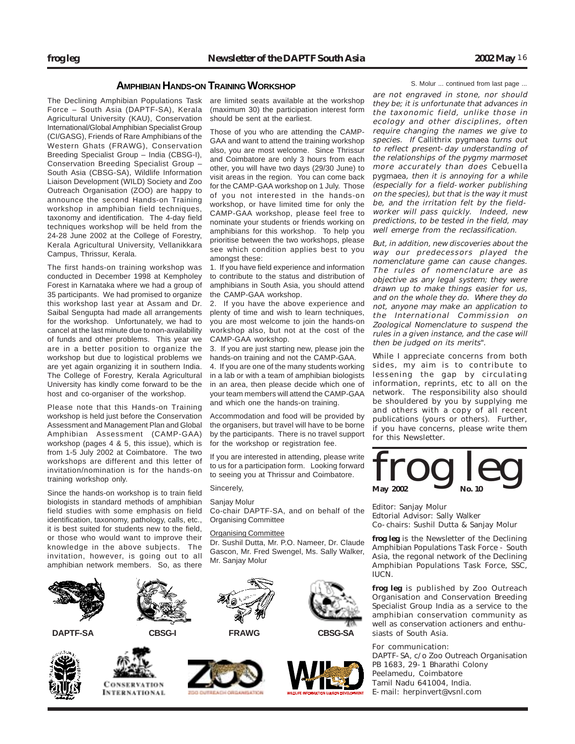## AMPHIBIAN HANDS-ON TRAINING WORKSHOP

The Declining Amphibian Populations Task Force – South Asia (DAPTF-SA), Kerala Agricultural University (KAU), Conservation International/Global Amphibian Specialist Group (CI/GASG), Friends of Rare Amphibians of the Western Ghats (FRAWG), Conservation Breeding Specialist Group – India (CBSG-I), Conservation Breeding Specialist Group – South Asia (CBSG-SA), Wildlife Information Liaison Development (WILD) Society and Zoo Outreach Organisation (ZOO) are happy to announce the second Hands-on Training workshop in amphibian field techniques, taxonomy and identification. The 4-day field techniques workshop will be held from the 24-28 June 2002 at the College of Forestry, Kerala Agricultural University, Vellanikkara Campus, Thrissur, Kerala.

The first hands-on training workshop was conducted in December 1998 at Kempholey Forest in Karnataka where we had a group of 35 participants. We had promised to organize this workshop last year at Assam and Dr. Saibal Sengupta had made all arrangements for the workshop. Unfortunately, we had to cancel at the last minute due to non-availability of funds and other problems. This year we are in a better position to organize the workshop but due to logistical problems we are yet again organizing it in southern India. The College of Forestry, Kerala Agricultural University has kindly come forward to be the host and co-organiser of the workshop.

Please note that this Hands-on Training workshop is held just before the Conservation Assessment and Management Plan and Global Amphibian Assessment (CAMP-GAA) workshop (pages 4 & 5, this issue), which is from 1-5 July 2002 at Coimbatore. The two workshops are different and this letter of invitation/nomination is for the hands-on training workshop only.

Since the hands-on workshop is to train field biologists in standard methods of amphibian field studies with some emphasis on field identification, taxonomy, pathology, calls, etc., it is best suited for students new to the field, or those who would want to improve their knowledge in the above subjects. The invitation, however, is going out to all amphibian network members. So, as there are limited seats available at the workshop (maximum 30) the participation interest form should be sent at the earliest.

Those of you who are attending the CAMP-GAA and want to attend the training workshop also, you are most welcome. Since Thrissur and Coimbatore are only 3 hours from each other, you will have two days (29/30 June) to visit areas in the region. You can come back for the CAMP-GAA workshop on 1 July. Those of you not interested in the hands-on workshop, or have limited time for only the CAMP-GAA workshop, please feel free to nominate your students or friends working on amphibians for this workshop. To help you prioritise between the two workshops, please see which condition applies best to you amongst these:

1. If you have field experience and information to contribute to the status and distribution of amphibians in South Asia, you should attend the CAMP-GAA workshop.
2. If you have the above experience and plenty of time and wish to learn techniques, you are most welcome to join the hands-on workshop also, but not at the cost of the CAMP-GAA workshop.
3. If you are just starting new, please join the hands-on training and not the CAMP-GAA.
4. If you are one of the many students working in a lab or with a team of amphibian biologists in an area, then please decide which one of your team members will attend the CAMP-GAA and which one the hands-on training.

Accommodation and food will be provided by the organisers, but travel will have to be borne by the participants. There is no travel support for the workshop or registration fee.

If you are interested in attending, please write to us for a participation form. Looking forward to seeing you at Thrissur and Coimbatore.

Sincerely,

Sanjay Molur
Co-chair DAPTF-SA, and on behalf of the Organising Committee

Organising Committee
Dr. Sushil Dutta, Mr. P.O. Nameer, Dr. Claude Gascon, Mr. Fred Swengel, Ms. Sally Walker, Mr. Sanjay Molur

DAPTF-SA    CBSG-I    FRAWG    CBSG-SA

CONSERVATION INTERNATIONAL    ZOO OUTREACH ORGANISATION    WILD WILDLIFE INFORMATION LIAISON DEVELOPMENT

S. Molur ... continued from last page ...

*are not engraved in stone, nor should they be; it is unfortunate that advances in the taxonomic field, unlike those in ecology and other disciplines, often require changing the names we give to species. If* Callithrix pygmaea *turns out to reflect present-day understanding of the relationships of the pygmy marmoset more accurately than does* Cebuella pygmaea*, then it is annoying for a while (especially for a field-worker publishing on the species), but that is the way it must be, and the irritation felt by the field-worker will pass quickly. Indeed, new predictions, to be tested in the field, may well emerge from the reclassification.*

*But, in addition, new discoveries about the way our predecessors played the nomenclature game can cause changes. The rules of nomenclature are as objective as any legal system; they were drawn up to make things easier for us, and on the whole they do. Where they do not, anyone may make an application to the International Commission on Zoological Nomenclature to suspend the rules in a given instance, and the case will then be judged on its merits*".

While I appreciate concerns from both sides, my aim is to contribute to lessening the gap by circulating information, reprints, etc to all on the network. The responsibility also should be shouldered by you by supplying me and others with a copy of all recent publications (yours or others). Further, if you have concerns, please write them for this Newsletter.

# frog leg

**May 2002** **No. 10**

Editor: Sanjay Molur
Edtorial Advisor: Sally Walker
Co-chairs: Sushil Dutta & Sanjay Molur

**frog leg** is the Newsletter of the Declining Amphibian Populations Task Force - South Asia, the regonal network of the Declining Amphibian Populations Task Force, SSC, IUCN.

**frog leg** is published by Zoo Outreach Organisation and Conservation Breeding Specialist Group India as a service to the amphibian conservation community as well as conservation actioners and enthusiasts of South Asia.

For communication:
DAPTF-SA, c/o Zoo Outreach Organisation
PB 1683, 29-1 Bharathi Colony
Peelamedu, Coimbatore
Tamil Nadu 641004, India.
E-mail: herpinvert@vsnl.com